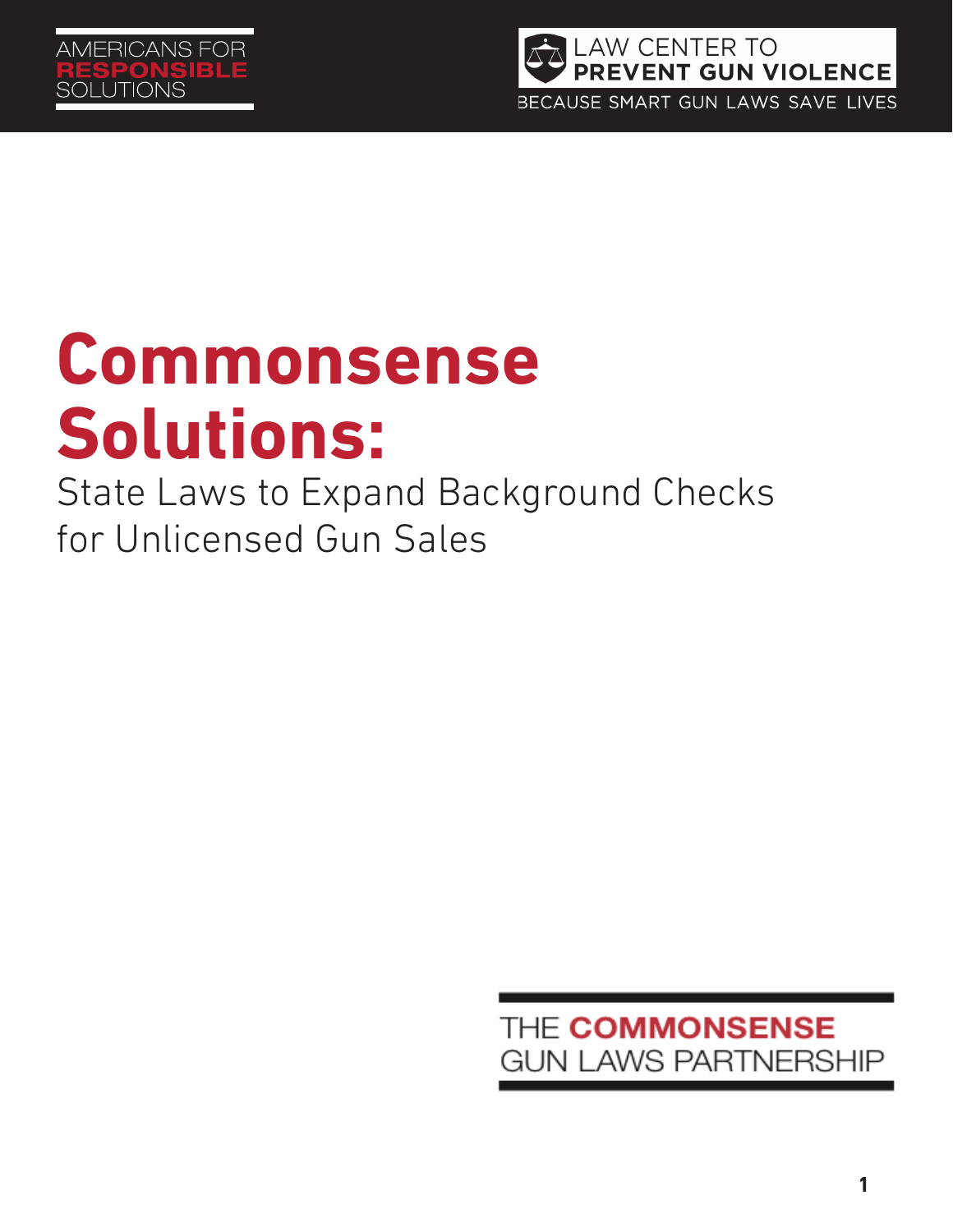AMERICANS FOR
**RESPONSIBLE**
SOLUTIONS

LAW CENTER TO
**PREVENT GUN VIOLENCE**
BECAUSE SMART GUN LAWS SAVE LIVES

# Commonsense Solutions:

## State Laws to Expand Background Checks for Unlicensed Gun Sales

THE **COMMONSENSE**
GUN LAWS PARTNERSHIP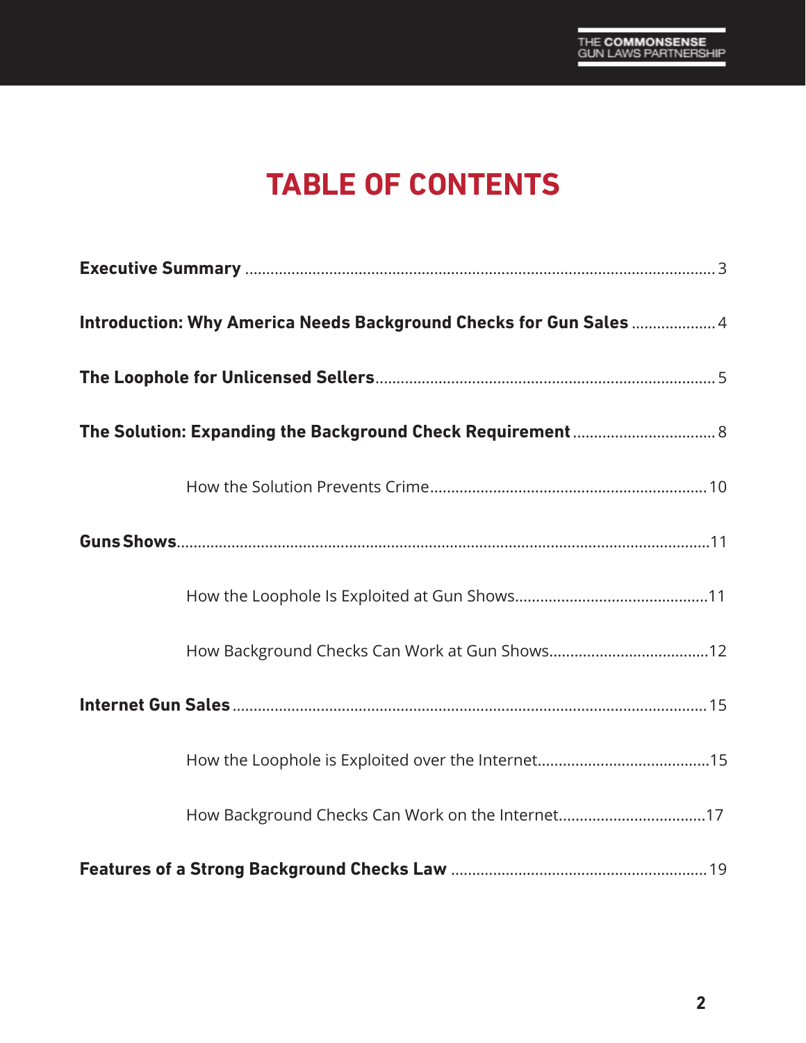# TABLE OF CONTENTS

**Executive Summary** ........................................................................ 3

**Introduction: Why America Needs Background Checks for Gun Sales** .................... 4

**The Loophole for Unlicensed Sellers** ........................................................ 5

**The Solution: Expanding the Background Check Requirement** .................................. 8

- How the Solution Prevents Crime ............................................................ 10

**Guns Shows** .................................................................................... 11

- How the Loophole Is Exploited at Gun Shows ................................................ 11
- How Background Checks Can Work at Gun Shows .............................................. 12

**Internet Gun Sales** ............................................................................ 15

- How the Loophole is Exploited over the Internet ............................................ 15
- How Background Checks Can Work on the Internet ............................................ 17

**Features of a Strong Background Checks Law** ................................................. 19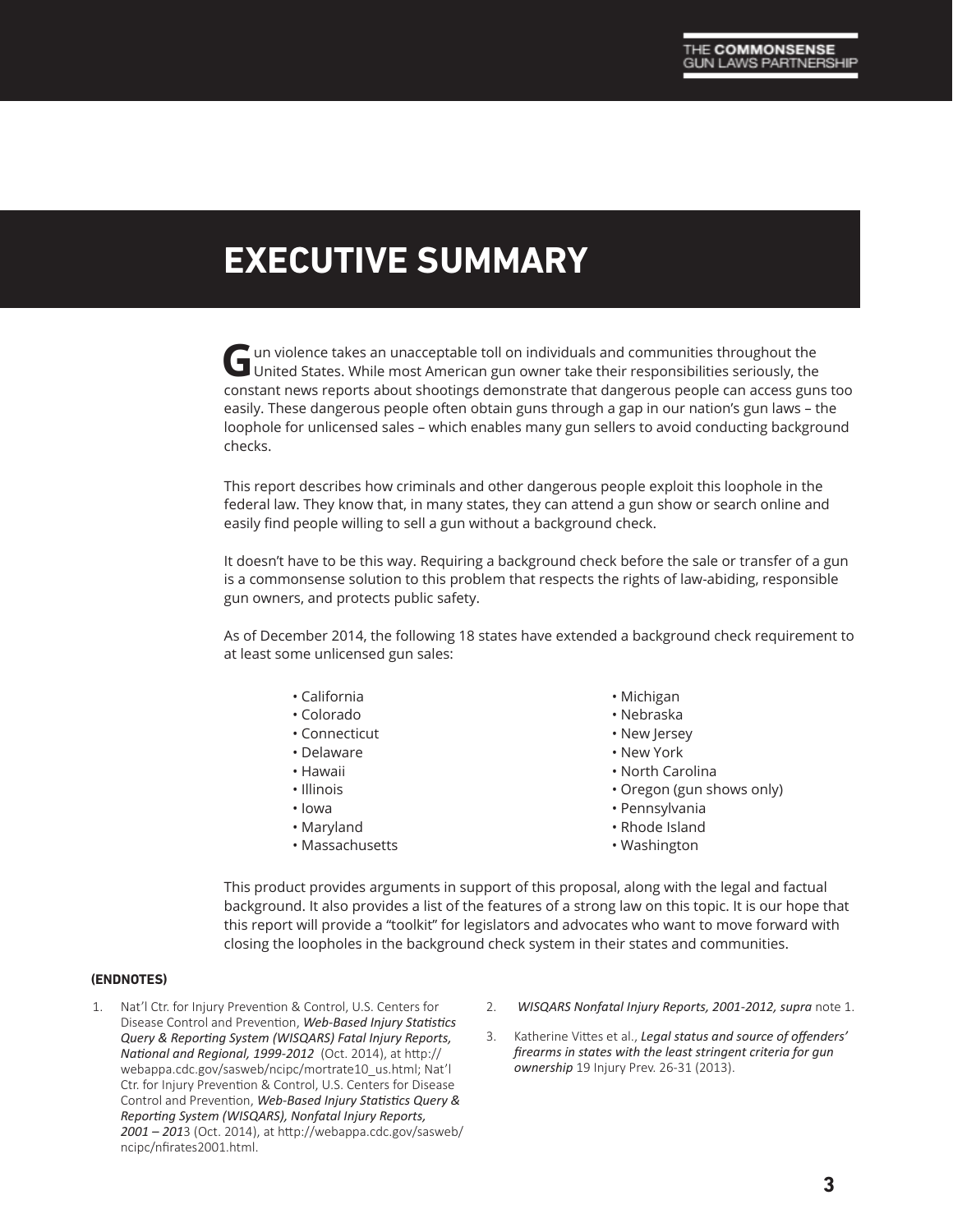# EXECUTIVE SUMMARY

Gun violence takes an unacceptable toll on individuals and communities throughout the United States. While most American gun owner take their responsibilities seriously, the constant news reports about shootings demonstrate that dangerous people can access guns too easily. These dangerous people often obtain guns through a gap in our nation's gun laws – the loophole for unlicensed sales – which enables many gun sellers to avoid conducting background checks.

This report describes how criminals and other dangerous people exploit this loophole in the federal law. They know that, in many states, they can attend a gun show or search online and easily find people willing to sell a gun without a background check.

It doesn't have to be this way. Requiring a background check before the sale or transfer of a gun is a commonsense solution to this problem that respects the rights of law-abiding, responsible gun owners, and protects public safety.

As of December 2014, the following 18 states have extended a background check requirement to at least some unlicensed gun sales:

- California
- Colorado
- Connecticut
- Delaware
- Hawaii
- Illinois
- Iowa
- Maryland
- Massachusetts
- Michigan
- Nebraska
- New Jersey
- New York
- North Carolina
- Oregon (gun shows only)
- Pennsylvania
- Rhode Island
- Washington

This product provides arguments in support of this proposal, along with the legal and factual background. It also provides a list of the features of a strong law on this topic. It is our hope that this report will provide a "toolkit" for legislators and advocates who want to move forward with closing the loopholes in the background check system in their states and communities.

**(ENDNOTES)**

1. Nat'l Ctr. for Injury Prevention & Control, U.S. Centers for Disease Control and Prevention, ***Web-Based Injury Statistics Query & Reporting System (WISQARS) Fatal Injury Reports, National and Regional, 1999-2012*** (Oct. 2014), at http://webappa.cdc.gov/sasweb/ncipc/mortrate10_us.html; Nat'l Ctr. for Injury Prevention & Control, U.S. Centers for Disease Control and Prevention, ***Web-Based Injury Statistics Query & Reporting System (WISQARS), Nonfatal Injury Reports, 2001 – 201***3 (Oct. 2014), at http://webappa.cdc.gov/sasweb/ncipc/nfirates2001.html.
2. ***WISQARS Nonfatal Injury Reports, 2001-2012, supra*** note 1.
3. Katherine Vittes et al., ***Legal status and source of offenders' firearms in states with the least stringent criteria for gun ownership*** 19 Injury Prev. 26-31 (2013).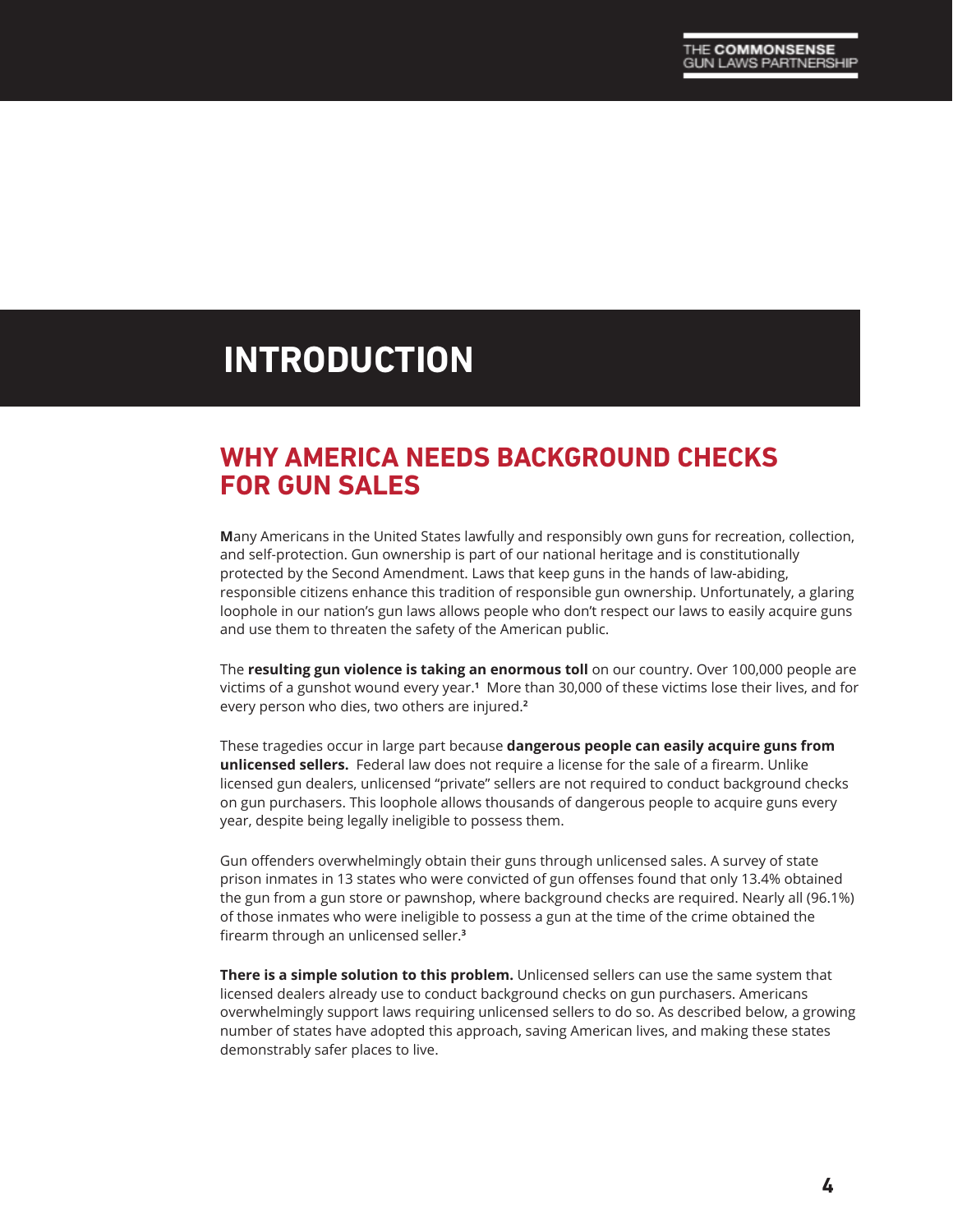# INTRODUCTION

## WHY AMERICA NEEDS BACKGROUND CHECKS FOR GUN SALES

**M**any Americans in the United States lawfully and responsibly own guns for recreation, collection, and self-protection. Gun ownership is part of our national heritage and is constitutionally protected by the Second Amendment. Laws that keep guns in the hands of law-abiding, responsible citizens enhance this tradition of responsible gun ownership. Unfortunately, a glaring loophole in our nation's gun laws allows people who don't respect our laws to easily acquire guns and use them to threaten the safety of the American public.

The **resulting gun violence is taking an enormous toll** on our country. Over 100,000 people are victims of a gunshot wound every year.[1] More than 30,000 of these victims lose their lives, and for every person who dies, two others are injured.[2]

These tragedies occur in large part because **dangerous people can easily acquire guns from unlicensed sellers.** Federal law does not require a license for the sale of a firearm. Unlike licensed gun dealers, unlicensed "private" sellers are not required to conduct background checks on gun purchasers. This loophole allows thousands of dangerous people to acquire guns every year, despite being legally ineligible to possess them.

Gun offenders overwhelmingly obtain their guns through unlicensed sales. A survey of state prison inmates in 13 states who were convicted of gun offenses found that only 13.4% obtained the gun from a gun store or pawnshop, where background checks are required. Nearly all (96.1%) of those inmates who were ineligible to possess a gun at the time of the crime obtained the firearm through an unlicensed seller.[3]

**There is a simple solution to this problem.** Unlicensed sellers can use the same system that licensed dealers already use to conduct background checks on gun purchasers. Americans overwhelmingly support laws requiring unlicensed sellers to do so. As described below, a growing number of states have adopted this approach, saving American lives, and making these states demonstrably safer places to live.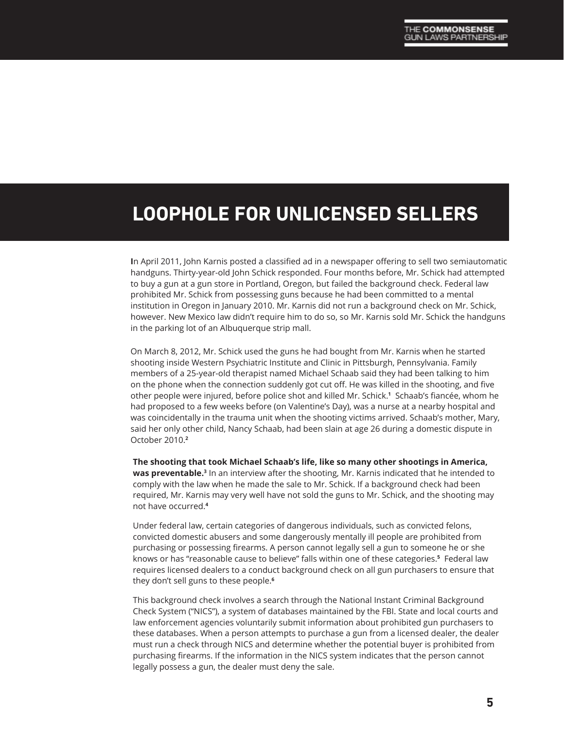# LOOPHOLE FOR UNLICENSED SELLERS

In April 2011, John Karnis posted a classified ad in a newspaper offering to sell two semiautomatic handguns. Thirty-year-old John Schick responded. Four months before, Mr. Schick had attempted to buy a gun at a gun store in Portland, Oregon, but failed the background check. Federal law prohibited Mr. Schick from possessing guns because he had been committed to a mental institution in Oregon in January 2010. Mr. Karnis did not run a background check on Mr. Schick, however. New Mexico law didn't require him to do so, so Mr. Karnis sold Mr. Schick the handguns in the parking lot of an Albuquerque strip mall.

On March 8, 2012, Mr. Schick used the guns he had bought from Mr. Karnis when he started shooting inside Western Psychiatric Institute and Clinic in Pittsburgh, Pennsylvania. Family members of a 25-year-old therapist named Michael Schaab said they had been talking to him on the phone when the connection suddenly got cut off. He was killed in the shooting, and five other people were injured, before police shot and killed Mr. Schick.[1] Schaab's fiancée, whom he had proposed to a few weeks before (on Valentine's Day), was a nurse at a nearby hospital and was coincidentally in the trauma unit when the shooting victims arrived. Schaab's mother, Mary, said her only other child, Nancy Schaab, had been slain at age 26 during a domestic dispute in October 2010.[2]

**The shooting that took Michael Schaab's life, like so many other shootings in America, was preventable.**[3] In an interview after the shooting, Mr. Karnis indicated that he intended to comply with the law when he made the sale to Mr. Schick. If a background check had been required, Mr. Karnis may very well have not sold the guns to Mr. Schick, and the shooting may not have occurred.[4]

Under federal law, certain categories of dangerous individuals, such as convicted felons, convicted domestic abusers and some dangerously mentally ill people are prohibited from purchasing or possessing firearms. A person cannot legally sell a gun to someone he or she knows or has "reasonable cause to believe" falls within one of these categories.[5] Federal law requires licensed dealers to a conduct background check on all gun purchasers to ensure that they don't sell guns to these people.[6]

This background check involves a search through the National Instant Criminal Background Check System ("NICS"), a system of databases maintained by the FBI. State and local courts and law enforcement agencies voluntarily submit information about prohibited gun purchasers to these databases. When a person attempts to purchase a gun from a licensed dealer, the dealer must run a check through NICS and determine whether the potential buyer is prohibited from purchasing firearms. If the information in the NICS system indicates that the person cannot legally possess a gun, the dealer must deny the sale.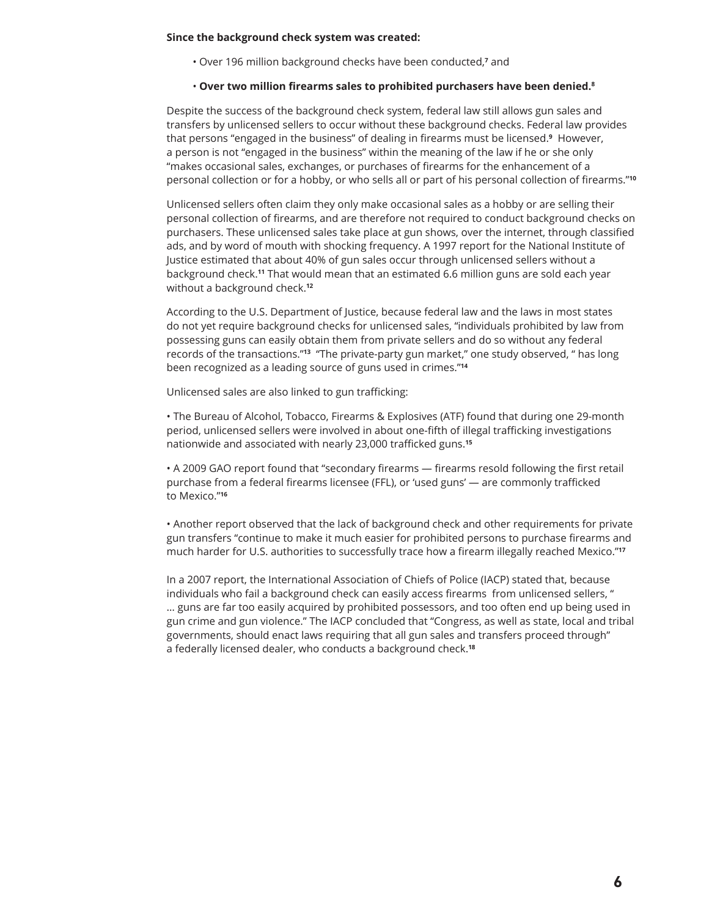**Since the background check system was created:**

- Over 196 million background checks have been conducted,[7] and
- **Over two million firearms sales to prohibited purchasers have been denied.[8]**

Despite the success of the background check system, federal law still allows gun sales and transfers by unlicensed sellers to occur without these background checks. Federal law provides that persons "engaged in the business" of dealing in firearms must be licensed.[9] However, a person is not "engaged in the business" within the meaning of the law if he or she only "makes occasional sales, exchanges, or purchases of firearms for the enhancement of a personal collection or for a hobby, or who sells all or part of his personal collection of firearms."[10]

Unlicensed sellers often claim they only make occasional sales as a hobby or are selling their personal collection of firearms, and are therefore not required to conduct background checks on purchasers. These unlicensed sales take place at gun shows, over the internet, through classified ads, and by word of mouth with shocking frequency. A 1997 report for the National Institute of Justice estimated that about 40% of gun sales occur through unlicensed sellers without a background check.[11] That would mean that an estimated 6.6 million guns are sold each year without a background check.[12]

According to the U.S. Department of Justice, because federal law and the laws in most states do not yet require background checks for unlicensed sales, "individuals prohibited by law from possessing guns can easily obtain them from private sellers and do so without any federal records of the transactions."[13] "The private-party gun market," one study observed, " has long been recognized as a leading source of guns used in crimes."[14]

Unlicensed sales are also linked to gun trafficking:

- The Bureau of Alcohol, Tobacco, Firearms & Explosives (ATF) found that during one 29-month period, unlicensed sellers were involved in about one-fifth of illegal trafficking investigations nationwide and associated with nearly 23,000 trafficked guns.[15]

- A 2009 GAO report found that "secondary firearms — firearms resold following the first retail purchase from a federal firearms licensee (FFL), or 'used guns' — are commonly trafficked to Mexico."[16]

- Another report observed that the lack of background check and other requirements for private gun transfers "continue to make it much easier for prohibited persons to purchase firearms and much harder for U.S. authorities to successfully trace how a firearm illegally reached Mexico."[17]

In a 2007 report, the International Association of Chiefs of Police (IACP) stated that, because individuals who fail a background check can easily access firearms from unlicensed sellers, " ... guns are far too easily acquired by prohibited possessors, and too often end up being used in gun crime and gun violence." The IACP concluded that "Congress, as well as state, local and tribal governments, should enact laws requiring that all gun sales and transfers proceed through" a federally licensed dealer, who conducts a background check.[18]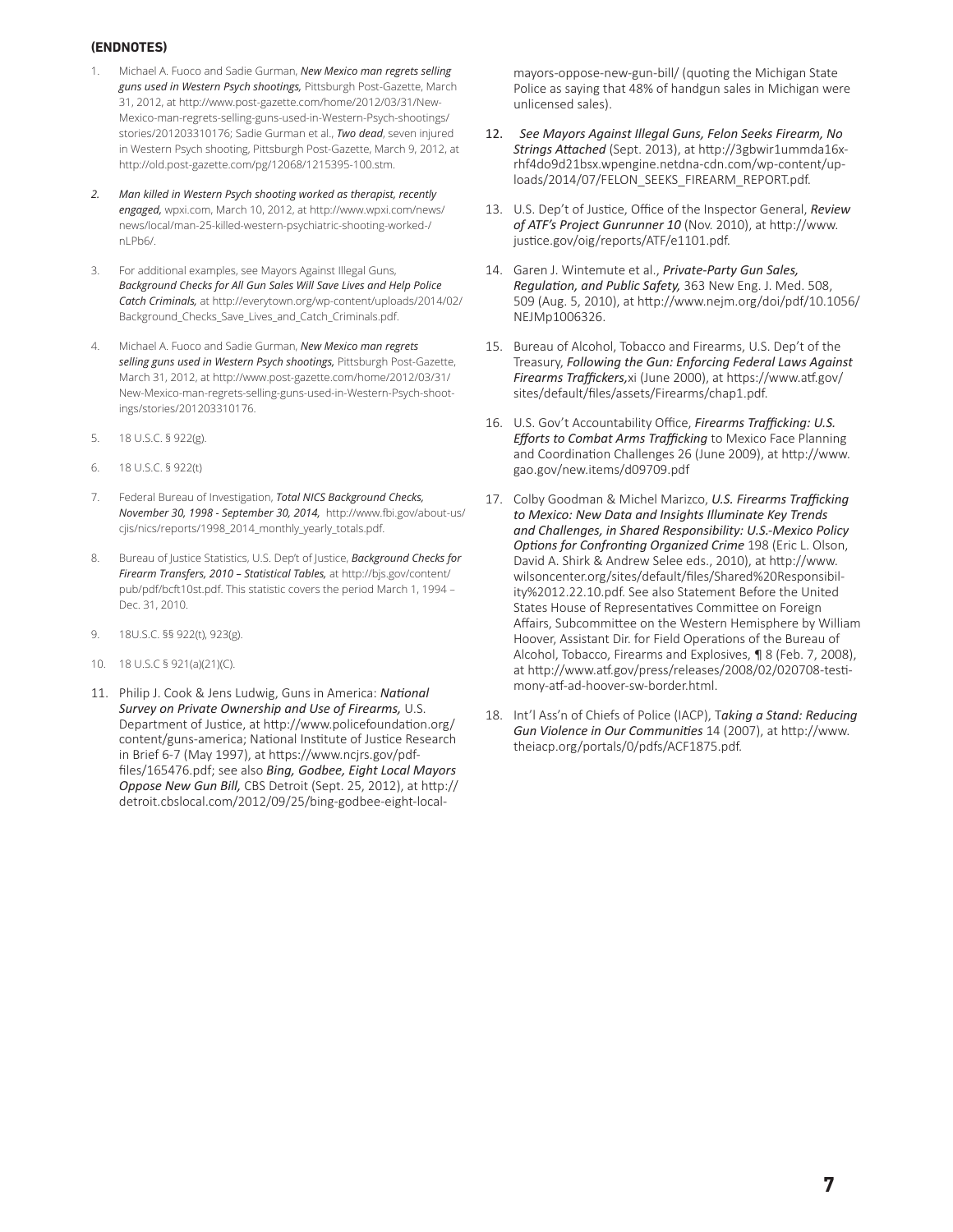**(ENDNOTES)**

1. Michael A. Fuoco and Sadie Gurman, ***New Mexico man regrets selling guns used in Western Psych shootings,*** Pittsburgh Post-Gazette, March 31, 2012, at http://www.post-gazette.com/home/2012/03/31/New-Mexico-man-regrets-selling-guns-used-in-Western-Psych-shootings/stories/201203310176; Sadie Gurman et al., ***Two dead***, seven injured in Western Psych shooting, Pittsburgh Post-Gazette, March 9, 2012, at http://old.post-gazette.com/pg/12068/1215395-100.stm.

2. ***Man killed in Western Psych shooting worked as therapist, recently engaged,*** wpxi.com, March 10, 2012, at http://www.wpxi.com/news/news/local/man-25-killed-western-psychiatric-shooting-worked-/nLPb6/.

3. For additional examples, see Mayors Against Illegal Guns, ***Background Checks for All Gun Sales Will Save Lives and Help Police Catch Criminals,*** at http://everytown.org/wp-content/uploads/2014/02/Background_Checks_Save_Lives_and_Catch_Criminals.pdf.

4. Michael A. Fuoco and Sadie Gurman, ***New Mexico man regrets selling guns used in Western Psych shootings,*** Pittsburgh Post-Gazette, March 31, 2012, at http://www.post-gazette.com/home/2012/03/31/New-Mexico-man-regrets-selling-guns-used-in-Western-Psych-shootings/stories/201203310176.

5. 18 U.S.C. § 922(g).

6. 18 U.S.C. § 922(t)

7. Federal Bureau of Investigation, ***Total NICS Background Checks, November 30, 1998 - September 30, 2014,*** http://www.fbi.gov/about-us/cjis/nics/reports/1998_2014_monthly_yearly_totals.pdf.

8. Bureau of Justice Statistics, U.S. Dep't of Justice, ***Background Checks for Firearm Transfers, 2010 – Statistical Tables,*** at http://bjs.gov/content/pub/pdf/bcft10st.pdf. This statistic covers the period March 1, 1994 – Dec. 31, 2010.

9. 18U.S.C. §§ 922(t), 923(g).

10. 18 U.S.C § 921(a)(21)(C).

11. Philip J. Cook & Jens Ludwig, Guns in America: ***National Survey on Private Ownership and Use of Firearms,*** U.S. Department of Justice, at http://www.policefoundation.org/content/guns-america; National Institute of Justice Research in Brief 6-7 (May 1997), at https://www.ncjrs.gov/pdffiles/165476.pdf; see also ***Bing, Godbee, Eight Local Mayors Oppose New Gun Bill,*** CBS Detroit (Sept. 25, 2012), at http://detroit.cbslocal.com/2012/09/25/bing-godbee-eight-local-mayors-oppose-new-gun-bill/ (quoting the Michigan State Police as saying that 48% of handgun sales in Michigan were unlicensed sales).

12. ***See Mayors Against Illegal Guns, Felon Seeks Firearm, No Strings Attached*** (Sept. 2013), at http://3gbwir1ummda16xrhf4do9d21bsx.wpengine.netdna-cdn.com/wp-content/uploads/2014/07/FELON_SEEKS_FIREARM_REPORT.pdf.

13. U.S. Dep't of Justice, Office of the Inspector General, ***Review of ATF's Project Gunrunner 10*** (Nov. 2010), at http://www.justice.gov/oig/reports/ATF/e1101.pdf.

14. Garen J. Wintemute et al., ***Private-Party Gun Sales, Regulation, and Public Safety,*** 363 New Eng. J. Med. 508, 509 (Aug. 5, 2010), at http://www.nejm.org/doi/pdf/10.1056/NEJMp1006326.

15. Bureau of Alcohol, Tobacco and Firearms, U.S. Dep't of the Treasury, ***Following the Gun: Enforcing Federal Laws Against Firearms Traffickers,***xi (June 2000), at https://www.atf.gov/sites/default/files/assets/Firearms/chap1.pdf.

16. U.S. Gov't Accountability Office, ***Firearms Trafficking: U.S. Efforts to Combat Arms Trafficking*** to Mexico Face Planning and Coordination Challenges 26 (June 2009), at http://www.gao.gov/new.items/d09709.pdf

17. Colby Goodman & Michel Marizco, ***U.S. Firearms Trafficking to Mexico: New Data and Insights Illuminate Key Trends and Challenges, in Shared Responsibility: U.S.-Mexico Policy Options for Confronting Organized Crime*** 198 (Eric L. Olson, David A. Shirk & Andrew Selee eds., 2010), at http://www.wilsoncenter.org/sites/default/files/Shared%20Responsibility%2012.22.10.pdf. See also Statement Before the United States House of Representatives Committee on Foreign Affairs, Subcommittee on the Western Hemisphere by William Hoover, Assistant Dir. for Field Operations of the Bureau of Alcohol, Tobacco, Firearms and Explosives, ¶ 8 (Feb. 7, 2008), at http://www.atf.gov/press/releases/2008/02/020708-testimony-atf-ad-hoover-sw-border.html.

18. Int'l Ass'n of Chiefs of Police (IACP), T***aking a Stand: Reducing Gun Violence in Our Communities*** 14 (2007), at http://www.theiacp.org/portals/0/pdfs/ACF1875.pdf.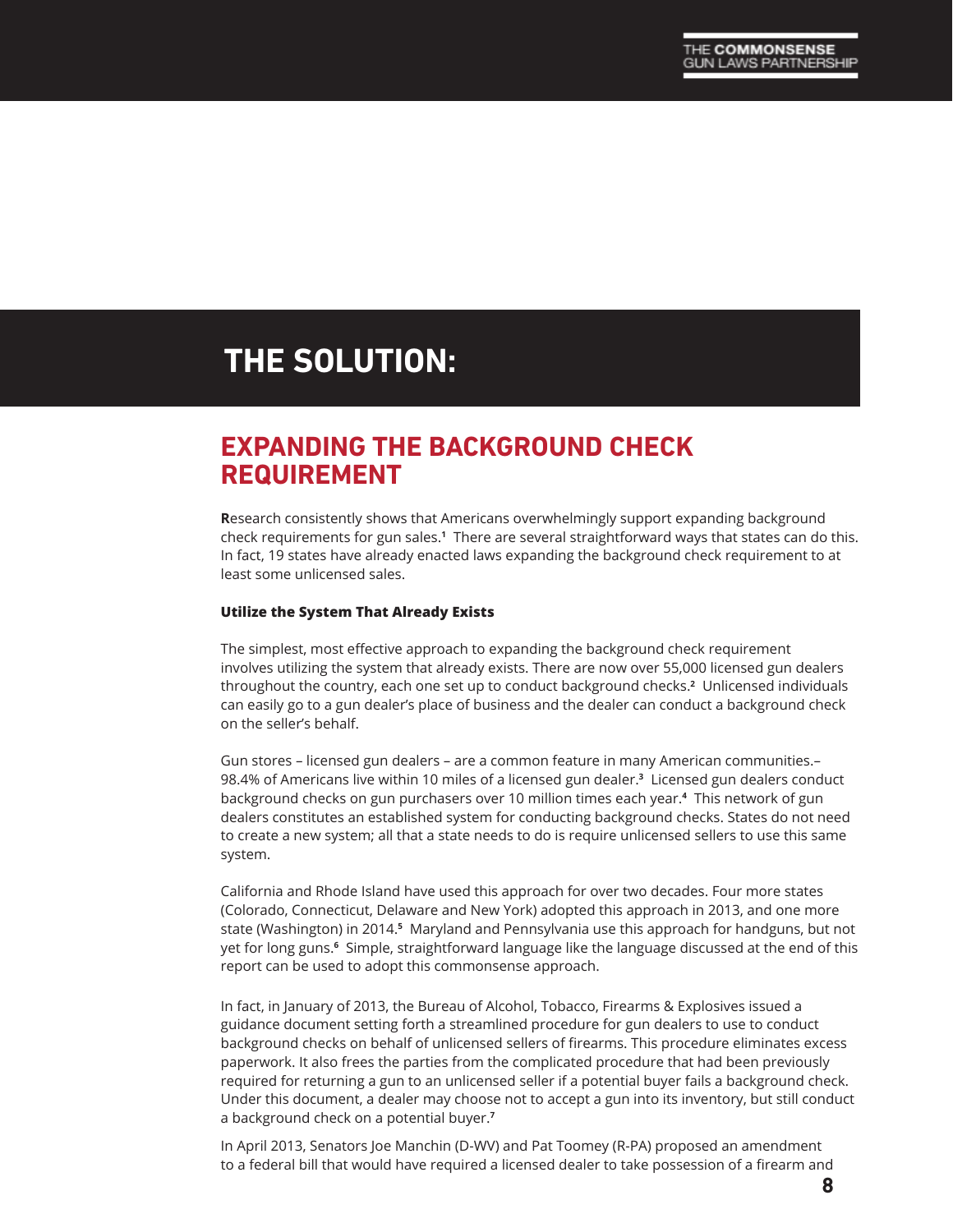# THE SOLUTION:

## EXPANDING THE BACKGROUND CHECK REQUIREMENT

Research consistently shows that Americans overwhelmingly support expanding background check requirements for gun sales.[1] There are several straightforward ways that states can do this. In fact, 19 states have already enacted laws expanding the background check requirement to at least some unlicensed sales.

**Utilize the System That Already Exists**

The simplest, most effective approach to expanding the background check requirement involves utilizing the system that already exists. There are now over 55,000 licensed gun dealers throughout the country, each one set up to conduct background checks.[2] Unlicensed individuals can easily go to a gun dealer's place of business and the dealer can conduct a background check on the seller's behalf.

Gun stores – licensed gun dealers – are a common feature in many American communities.– 98.4% of Americans live within 10 miles of a licensed gun dealer.[3] Licensed gun dealers conduct background checks on gun purchasers over 10 million times each year.[4] This network of gun dealers constitutes an established system for conducting background checks. States do not need to create a new system; all that a state needs to do is require unlicensed sellers to use this same system.

California and Rhode Island have used this approach for over two decades. Four more states (Colorado, Connecticut, Delaware and New York) adopted this approach in 2013, and one more state (Washington) in 2014.[5] Maryland and Pennsylvania use this approach for handguns, but not yet for long guns.[6] Simple, straightforward language like the language discussed at the end of this report can be used to adopt this commonsense approach.

In fact, in January of 2013, the Bureau of Alcohol, Tobacco, Firearms & Explosives issued a guidance document setting forth a streamlined procedure for gun dealers to use to conduct background checks on behalf of unlicensed sellers of firearms. This procedure eliminates excess paperwork. It also frees the parties from the complicated procedure that had been previously required for returning a gun to an unlicensed seller if a potential buyer fails a background check. Under this document, a dealer may choose not to accept a gun into its inventory, but still conduct a background check on a potential buyer.[7]

In April 2013, Senators Joe Manchin (D-WV) and Pat Toomey (R-PA) proposed an amendment to a federal bill that would have required a licensed dealer to take possession of a firearm and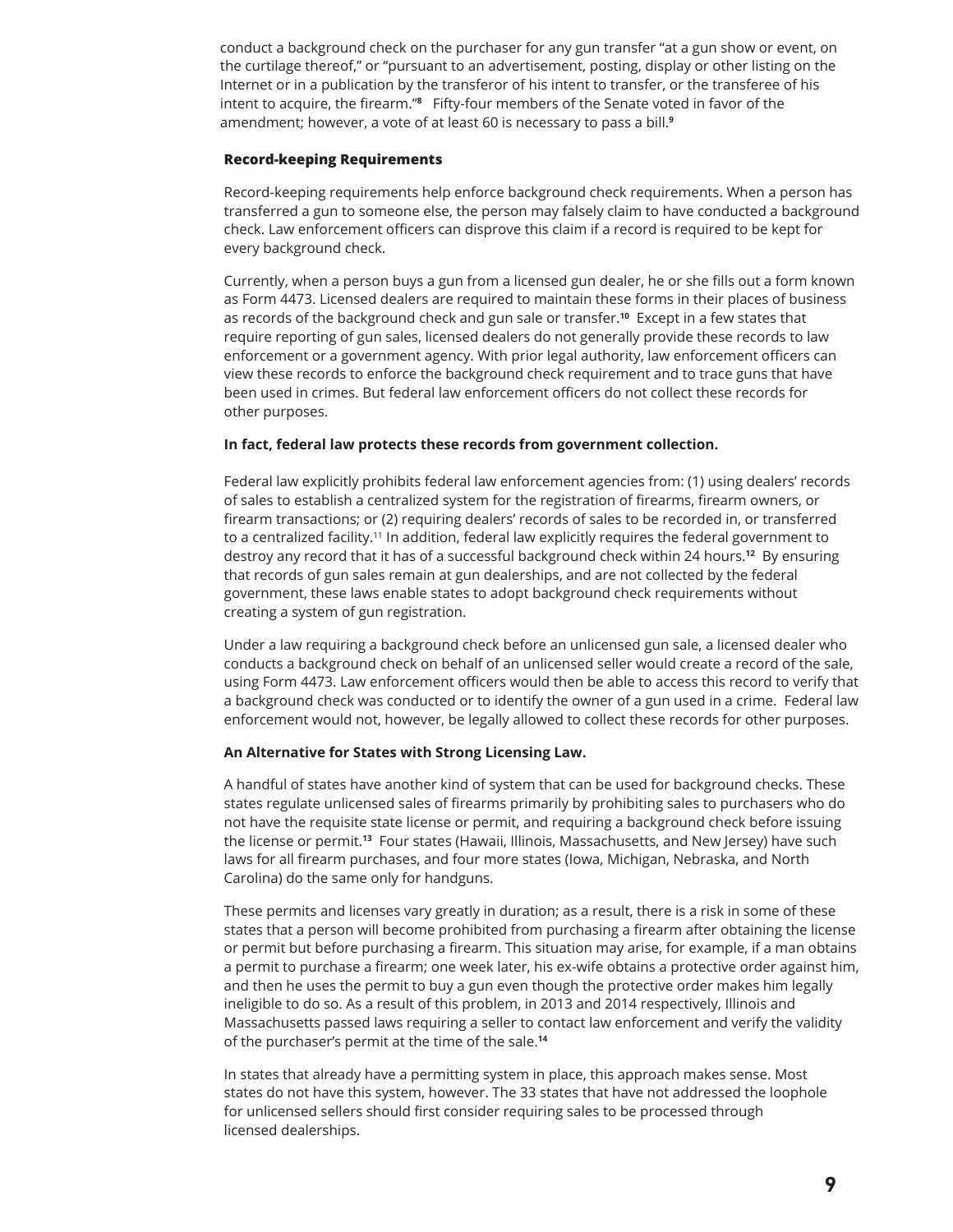conduct a background check on the purchaser for any gun transfer "at a gun show or event, on the curtilage thereof," or "pursuant to an advertisement, posting, display or other listing on the Internet or in a publication by the transferor of his intent to transfer, or the transferee of his intent to acquire, the firearm."[8] Fifty-four members of the Senate voted in favor of the amendment; however, a vote of at least 60 is necessary to pass a bill.[9]

### Record-keeping Requirements

Record-keeping requirements help enforce background check requirements. When a person has transferred a gun to someone else, the person may falsely claim to have conducted a background check. Law enforcement officers can disprove this claim if a record is required to be kept for every background check.

Currently, when a person buys a gun from a licensed gun dealer, he or she fills out a form known as Form 4473. Licensed dealers are required to maintain these forms in their places of business as records of the background check and gun sale or transfer.[10] Except in a few states that require reporting of gun sales, licensed dealers do not generally provide these records to law enforcement or a government agency. With prior legal authority, law enforcement officers can view these records to enforce the background check requirement and to trace guns that have been used in crimes. But federal law enforcement officers do not collect these records for other purposes.

**In fact, federal law protects these records from government collection.**

Federal law explicitly prohibits federal law enforcement agencies from: (1) using dealers' records of sales to establish a centralized system for the registration of firearms, firearm owners, or firearm transactions; or (2) requiring dealers' records of sales to be recorded in, or transferred to a centralized facility.[11] In addition, federal law explicitly requires the federal government to destroy any record that it has of a successful background check within 24 hours.[12] By ensuring that records of gun sales remain at gun dealerships, and are not collected by the federal government, these laws enable states to adopt background check requirements without creating a system of gun registration.

Under a law requiring a background check before an unlicensed gun sale, a licensed dealer who conducts a background check on behalf of an unlicensed seller would create a record of the sale, using Form 4473. Law enforcement officers would then be able to access this record to verify that a background check was conducted or to identify the owner of a gun used in a crime. Federal law enforcement would not, however, be legally allowed to collect these records for other purposes.

### An Alternative for States with Strong Licensing Law.

A handful of states have another kind of system that can be used for background checks. These states regulate unlicensed sales of firearms primarily by prohibiting sales to purchasers who do not have the requisite state license or permit, and requiring a background check before issuing the license or permit.[13] Four states (Hawaii, Illinois, Massachusetts, and New Jersey) have such laws for all firearm purchases, and four more states (Iowa, Michigan, Nebraska, and North Carolina) do the same only for handguns.

These permits and licenses vary greatly in duration; as a result, there is a risk in some of these states that a person will become prohibited from purchasing a firearm after obtaining the license or permit but before purchasing a firearm. This situation may arise, for example, if a man obtains a permit to purchase a firearm; one week later, his ex-wife obtains a protective order against him, and then he uses the permit to buy a gun even though the protective order makes him legally ineligible to do so. As a result of this problem, in 2013 and 2014 respectively, Illinois and Massachusetts passed laws requiring a seller to contact law enforcement and verify the validity of the purchaser's permit at the time of the sale.[14]

In states that already have a permitting system in place, this approach makes sense. Most states do not have this system, however. The 33 states that have not addressed the loophole for unlicensed sellers should first consider requiring sales to be processed through licensed dealerships.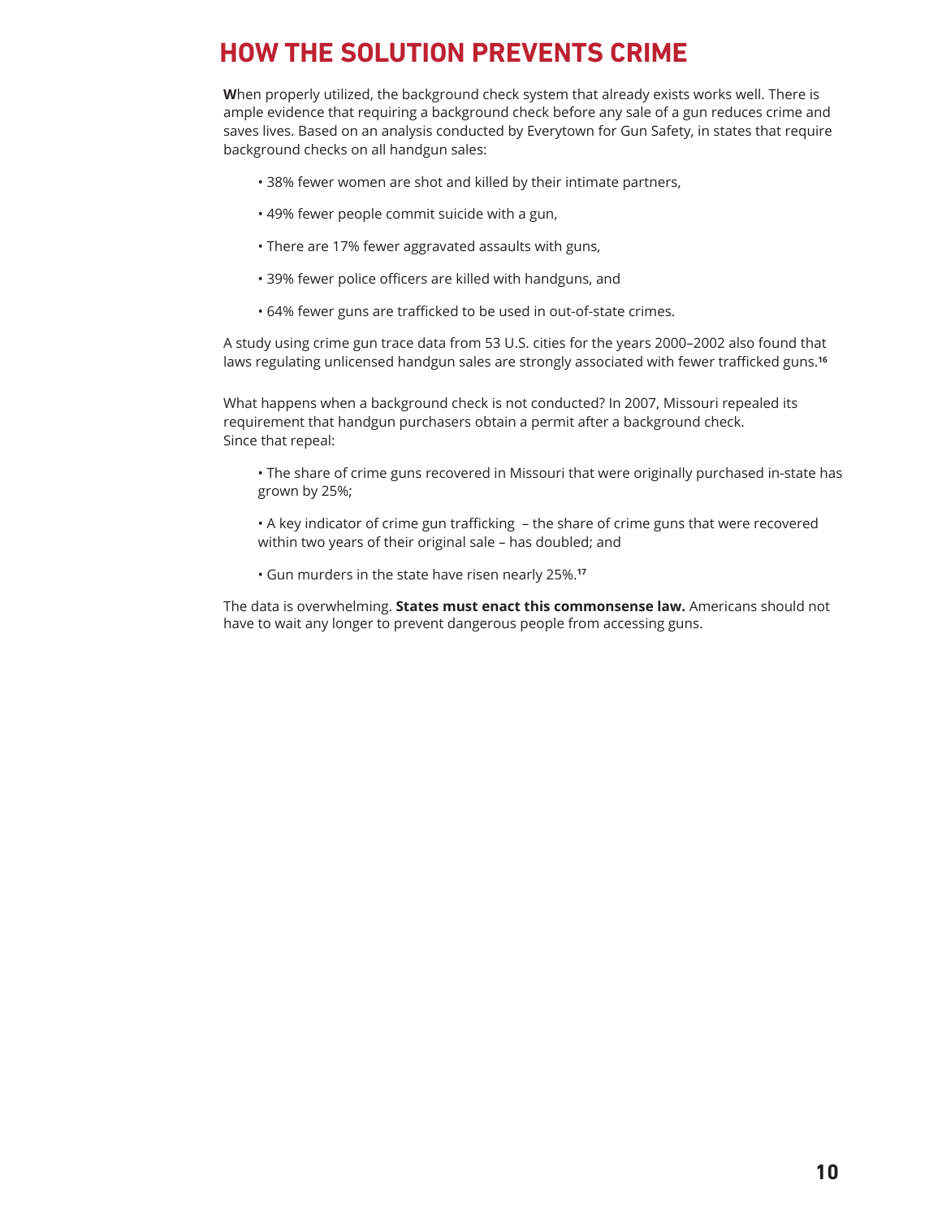# HOW THE SOLUTION PREVENTS CRIME

**W**hen properly utilized, the background check system that already exists works well. There is ample evidence that requiring a background check before any sale of a gun reduces crime and saves lives. Based on an analysis conducted by Everytown for Gun Safety, in states that require background checks on all handgun sales:

- 38% fewer women are shot and killed by their intimate partners,
- 49% fewer people commit suicide with a gun,
- There are 17% fewer aggravated assaults with guns,
- 39% fewer police officers are killed with handguns, and
- 64% fewer guns are trafficked to be used in out-of-state crimes.

A study using crime gun trace data from 53 U.S. cities for the years 2000–2002 also found that laws regulating unlicensed handgun sales are strongly associated with fewer trafficked guns.[16]

What happens when a background check is not conducted? In 2007, Missouri repealed its requirement that handgun purchasers obtain a permit after a background check. Since that repeal:

- The share of crime guns recovered in Missouri that were originally purchased in-state has grown by 25%;
- A key indicator of crime gun trafficking – the share of crime guns that were recovered within two years of their original sale – has doubled; and
- Gun murders in the state have risen nearly 25%.[17]

The data is overwhelming. **States must enact this commonsense law.** Americans should not have to wait any longer to prevent dangerous people from accessing guns.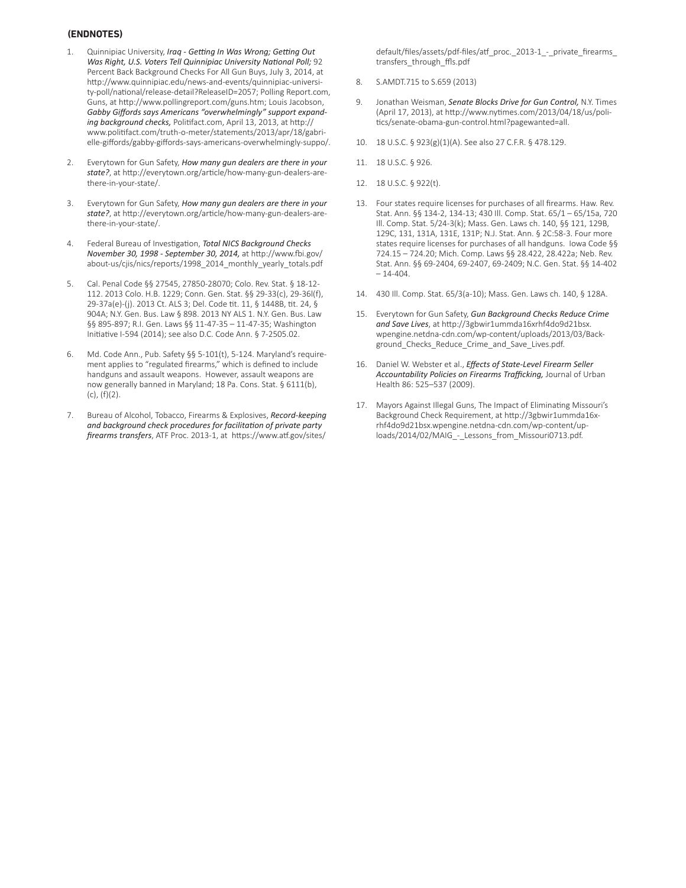**(ENDNOTES)**

1. Quinnipiac University, ***Iraq - Getting In Was Wrong; Getting Out Was Right, U.S. Voters Tell Quinnipiac University National Poll;*** 92 Percent Back Background Checks For All Gun Buys, July 3, 2014, at http://www.quinnipiac.edu/news-and-events/quinnipiac-university-poll/national/release-detail?ReleaseID=2057; Polling Report.com, Guns, at http://www.pollingreport.com/guns.htm; Louis Jacobson, ***Gabby Giffords says Americans "overwhelmingly" support expanding background checks,*** Politifact.com, April 13, 2013, at http://www.politifact.com/truth-o-meter/statements/2013/apr/18/gabrielle-giffords/gabby-giffords-says-americans-overwhelmingly-suppo/.

2. Everytown for Gun Safety, ***How many gun dealers are there in your state?***, at http://everytown.org/article/how-many-gun-dealers-are-there-in-your-state/.

3. Everytown for Gun Safety, ***How many gun dealers are there in your state?***, at http://everytown.org/article/how-many-gun-dealers-are-there-in-your-state/.

4. Federal Bureau of Investigation, ***Total NICS Background Checks November 30, 1998 - September 30, 2014,*** at http://www.fbi.gov/about-us/cjis/nics/reports/1998_2014_monthly_yearly_totals.pdf

5. Cal. Penal Code §§ 27545, 27850-28070; Colo. Rev. Stat. § 18-12-112. 2013 Colo. H.B. 1229; Conn. Gen. Stat. §§ 29-33(c), 29-36l(f), 29-37a(e)-(j). 2013 Ct. ALS 3; Del. Code tit. 11, § 1448B, tit. 24, § 904A; N.Y. Gen. Bus. Law § 898. 2013 NY ALS 1. N.Y. Gen. Bus. Law §§ 895-897; R.I. Gen. Laws §§ 11-47-35 – 11-47-35; Washington Initiative I-594 (2014); see also D.C. Code Ann. § 7-2505.02.

6. Md. Code Ann., Pub. Safety §§ 5-101(t), 5-124. Maryland's requirement applies to "regulated firearms," which is defined to include handguns and assault weapons. However, assault weapons are now generally banned in Maryland; 18 Pa. Cons. Stat. § 6111(b), (c), (f)(2).

7. Bureau of Alcohol, Tobacco, Firearms & Explosives, ***Record-keeping and background check procedures for facilitation of private party firearms transfers***, ATF Proc. 2013-1, at https://www.atf.gov/sites/default/files/assets/pdf-files/atf_proc._2013-1_-_private_firearms_transfers_through_ffls.pdf

8. S.AMDT.715 to S.659 (2013)

9. Jonathan Weisman, ***Senate Blocks Drive for Gun Control,*** N.Y. Times (April 17, 2013), at http://www.nytimes.com/2013/04/18/us/politics/senate-obama-gun-control.html?pagewanted=all.

10. 18 U.S.C. § 923(g)(1)(A). See also 27 C.F.R. § 478.129.

11. 18 U.S.C. § 926.

12. 18 U.S.C. § 922(t).

13. Four states require licenses for purchases of all firearms. Haw. Rev. Stat. Ann. §§ 134-2, 134-13; 430 Ill. Comp. Stat. 65/1 – 65/15a, 720 Ill. Comp. Stat. 5/24-3(k); Mass. Gen. Laws ch. 140, §§ 121, 129B, 129C, 131, 131A, 131E, 131P; N.J. Stat. Ann. § 2C:58-3. Four more states require licenses for purchases of all handguns. Iowa Code §§ 724.15 – 724.20; Mich. Comp. Laws §§ 28.422, 28.422a; Neb. Rev. Stat. Ann. §§ 69-2404, 69-2407, 69-2409; N.C. Gen. Stat. §§ 14-402 – 14-404.

14. 430 Ill. Comp. Stat. 65/3(a-10); Mass. Gen. Laws ch. 140, § 128A.

15. Everytown for Gun Safety, ***Gun Background Checks Reduce Crime and Save Lives***, at http://3gbwir1ummda16xrhf4do9d21bsx.wpengine.netdna-cdn.com/wp-content/uploads/2013/03/Background_Checks_Reduce_Crime_and_Save_Lives.pdf.

16. Daniel W. Webster et al., ***Effects of State-Level Firearm Seller Accountability Policies on Firearms Trafficking,*** Journal of Urban Health 86: 525–537 (2009).

17. Mayors Against Illegal Guns, The Impact of Eliminating Missouri's Background Check Requirement, at http://3gbwir1ummda16xrhf4do9d21bsx.wpengine.netdna-cdn.com/wp-content/uploads/2014/02/MAIG_-_Lessons_from_Missouri0713.pdf.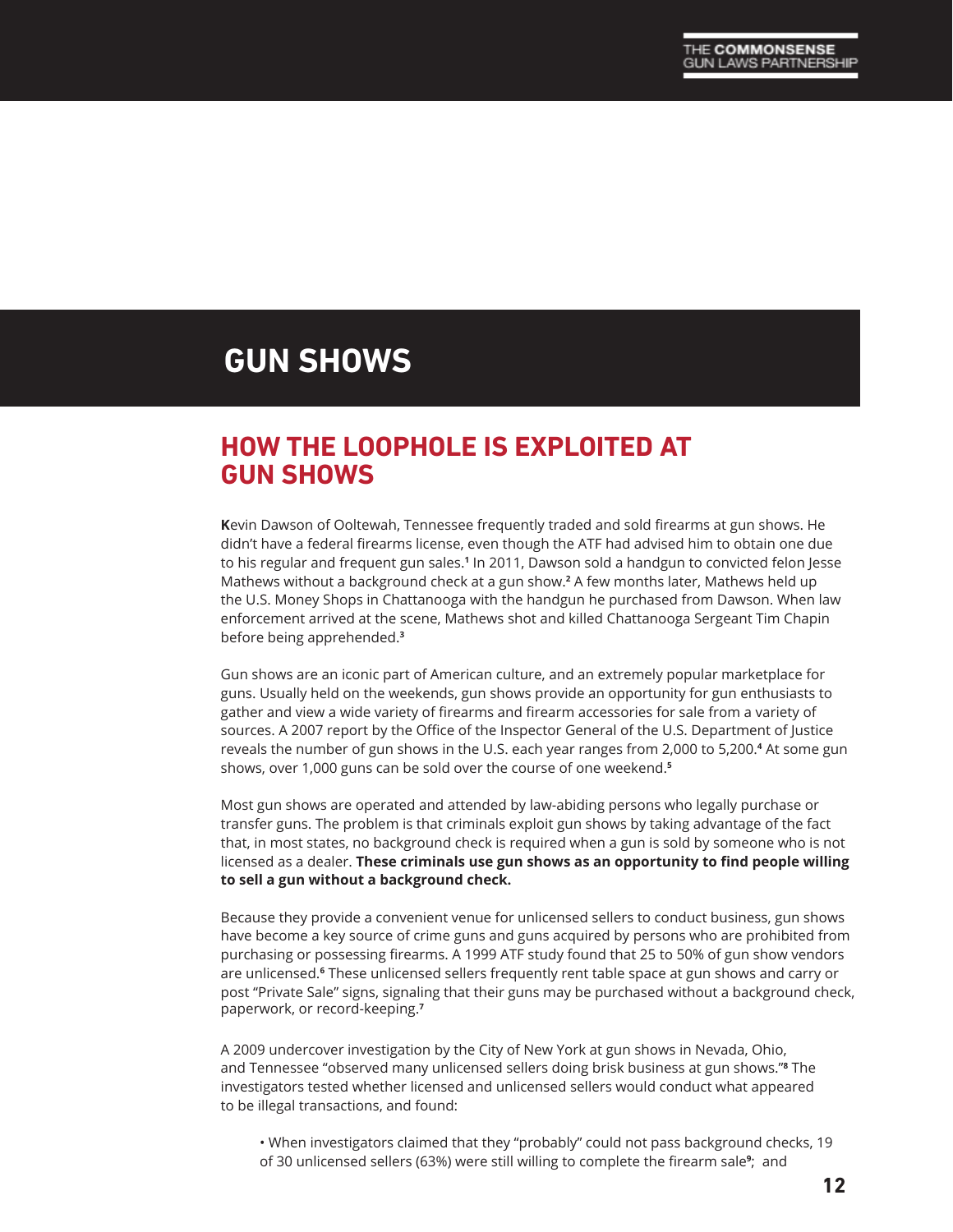# GUN SHOWS

## HOW THE LOOPHOLE IS EXPLOITED AT GUN SHOWS

**K**evin Dawson of Ooltewah, Tennessee frequently traded and sold firearms at gun shows. He didn't have a federal firearms license, even though the ATF had advised him to obtain one due to his regular and frequent gun sales.[1] In 2011, Dawson sold a handgun to convicted felon Jesse Mathews without a background check at a gun show.[2] A few months later, Mathews held up the U.S. Money Shops in Chattanooga with the handgun he purchased from Dawson. When law enforcement arrived at the scene, Mathews shot and killed Chattanooga Sergeant Tim Chapin before being apprehended.[3]

Gun shows are an iconic part of American culture, and an extremely popular marketplace for guns. Usually held on the weekends, gun shows provide an opportunity for gun enthusiasts to gather and view a wide variety of firearms and firearm accessories for sale from a variety of sources. A 2007 report by the Office of the Inspector General of the U.S. Department of Justice reveals the number of gun shows in the U.S. each year ranges from 2,000 to 5,200.[4] At some gun shows, over 1,000 guns can be sold over the course of one weekend.[5]

Most gun shows are operated and attended by law-abiding persons who legally purchase or transfer guns. The problem is that criminals exploit gun shows by taking advantage of the fact that, in most states, no background check is required when a gun is sold by someone who is not licensed as a dealer. **These criminals use gun shows as an opportunity to find people willing to sell a gun without a background check.**

Because they provide a convenient venue for unlicensed sellers to conduct business, gun shows have become a key source of crime guns and guns acquired by persons who are prohibited from purchasing or possessing firearms. A 1999 ATF study found that 25 to 50% of gun show vendors are unlicensed.[6] These unlicensed sellers frequently rent table space at gun shows and carry or post "Private Sale" signs, signaling that their guns may be purchased without a background check, paperwork, or record-keeping.[7]

A 2009 undercover investigation by the City of New York at gun shows in Nevada, Ohio, and Tennessee "observed many unlicensed sellers doing brisk business at gun shows."[8] The investigators tested whether licensed and unlicensed sellers would conduct what appeared to be illegal transactions, and found:

- When investigators claimed that they "probably" could not pass background checks, 19 of 30 unlicensed sellers (63%) were still willing to complete the firearm sale[9]; and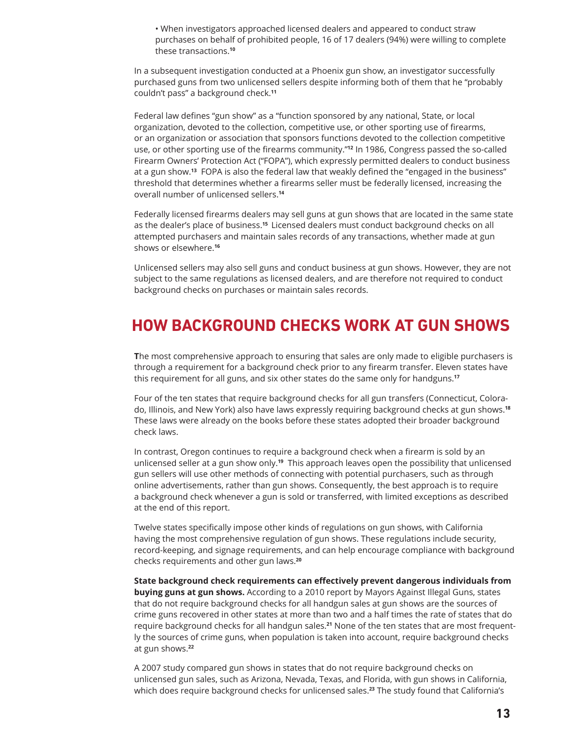- When investigators approached licensed dealers and appeared to conduct straw purchases on behalf of prohibited people, 16 of 17 dealers (94%) were willing to complete these transactions.[10]

In a subsequent investigation conducted at a Phoenix gun show, an investigator successfully purchased guns from two unlicensed sellers despite informing both of them that he "probably couldn't pass" a background check.[11]

Federal law defines "gun show" as a "function sponsored by any national, State, or local organization, devoted to the collection, competitive use, or other sporting use of firearms, or an organization or association that sponsors functions devoted to the collection competitive use, or other sporting use of the firearms community."[12] In 1986, Congress passed the so-called Firearm Owners' Protection Act ("FOPA"), which expressly permitted dealers to conduct business at a gun show.[13] FOPA is also the federal law that weakly defined the "engaged in the business" threshold that determines whether a firearms seller must be federally licensed, increasing the overall number of unlicensed sellers.[14]

Federally licensed firearms dealers may sell guns at gun shows that are located in the same state as the dealer's place of business.[15] Licensed dealers must conduct background checks on all attempted purchasers and maintain sales records of any transactions, whether made at gun shows or elsewhere.[16]

Unlicensed sellers may also sell guns and conduct business at gun shows. However, they are not subject to the same regulations as licensed dealers, and are therefore not required to conduct background checks on purchases or maintain sales records.

## HOW BACKGROUND CHECKS WORK AT GUN SHOWS

**T**he most comprehensive approach to ensuring that sales are only made to eligible purchasers is through a requirement for a background check prior to any firearm transfer. Eleven states have this requirement for all guns, and six other states do the same only for handguns.[17]

Four of the ten states that require background checks for all gun transfers (Connecticut, Colorado, Illinois, and New York) also have laws expressly requiring background checks at gun shows.[18] These laws were already on the books before these states adopted their broader background check laws.

In contrast, Oregon continues to require a background check when a firearm is sold by an unlicensed seller at a gun show only.[19] This approach leaves open the possibility that unlicensed gun sellers will use other methods of connecting with potential purchasers, such as through online advertisements, rather than gun shows. Consequently, the best approach is to require a background check whenever a gun is sold or transferred, with limited exceptions as described at the end of this report.

Twelve states specifically impose other kinds of regulations on gun shows, with California having the most comprehensive regulation of gun shows. These regulations include security, record-keeping, and signage requirements, and can help encourage compliance with background checks requirements and other gun laws.[20]

**State background check requirements can effectively prevent dangerous individuals from buying guns at gun shows.** According to a 2010 report by Mayors Against Illegal Guns, states that do not require background checks for all handgun sales at gun shows are the sources of crime guns recovered in other states at more than two and a half times the rate of states that do require background checks for all handgun sales.[21] None of the ten states that are most frequently the sources of crime guns, when population is taken into account, require background checks at gun shows.[22]

A 2007 study compared gun shows in states that do not require background checks on unlicensed gun sales, such as Arizona, Nevada, Texas, and Florida, with gun shows in California, which does require background checks for unlicensed sales.[23] The study found that California's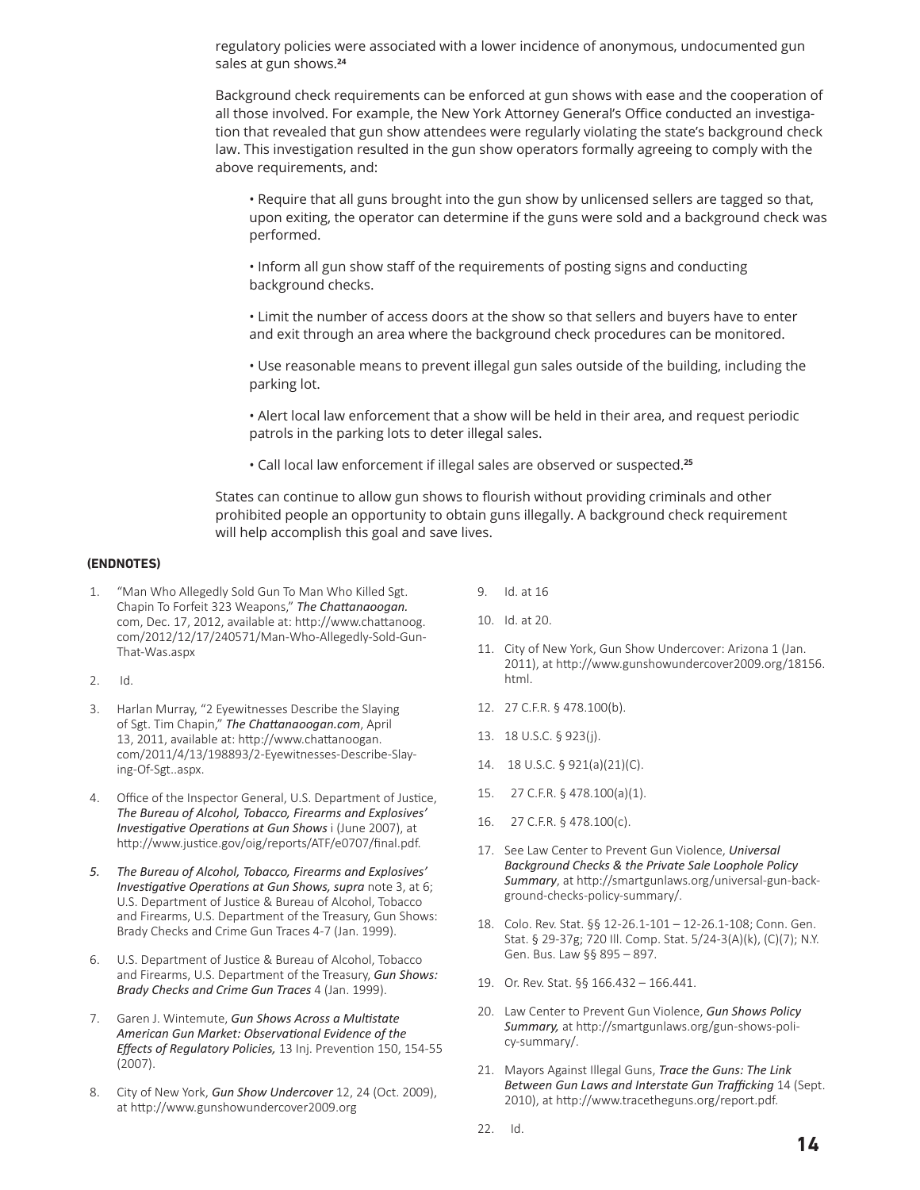regulatory policies were associated with a lower incidence of anonymous, undocumented gun sales at gun shows.[24]

Background check requirements can be enforced at gun shows with ease and the cooperation of all those involved. For example, the New York Attorney General's Office conducted an investigation that revealed that gun show attendees were regularly violating the state's background check law. This investigation resulted in the gun show operators formally agreeing to comply with the above requirements, and:

- Require that all guns brought into the gun show by unlicensed sellers are tagged so that, upon exiting, the operator can determine if the guns were sold and a background check was performed.
- Inform all gun show staff of the requirements of posting signs and conducting background checks.
- Limit the number of access doors at the show so that sellers and buyers have to enter and exit through an area where the background check procedures can be monitored.
- Use reasonable means to prevent illegal gun sales outside of the building, including the parking lot.
- Alert local law enforcement that a show will be held in their area, and request periodic patrols in the parking lots to deter illegal sales.
- Call local law enforcement if illegal sales are observed or suspected.[25]

States can continue to allow gun shows to flourish without providing criminals and other prohibited people an opportunity to obtain guns illegally. A background check requirement will help accomplish this goal and save lives.

**(ENDNOTES)**

1. "Man Who Allegedly Sold Gun To Man Who Killed Sgt. Chapin To Forfeit 323 Weapons," ***The Chattanoogan.*** com, Dec. 17, 2012, available at: http://www.chattanoog.com/2012/12/17/240571/Man-Who-Allegedly-Sold-Gun-That-Was.aspx
2. Id.
3. Harlan Murray, "2 Eyewitnesses Describe the Slaying of Sgt. Tim Chapin," ***The Chattanoogan.com***, April 13, 2011, available at: http://www.chattanoogan.com/2011/4/13/198893/2-Eyewitnesses-Describe-Slaying-Of-Sgt..aspx.
4. Office of the Inspector General, U.S. Department of Justice, ***The Bureau of Alcohol, Tobacco, Firearms and Explosives' Investigative Operations at Gun Shows*** i (June 2007), at http://www.justice.gov/oig/reports/ATF/e0707/final.pdf.
5. ***The Bureau of Alcohol, Tobacco, Firearms and Explosives' Investigative Operations at Gun Shows, supra*** note 3, at 6; U.S. Department of Justice & Bureau of Alcohol, Tobacco and Firearms, U.S. Department of the Treasury, Gun Shows: Brady Checks and Crime Gun Traces 4-7 (Jan. 1999).
6. U.S. Department of Justice & Bureau of Alcohol, Tobacco and Firearms, U.S. Department of the Treasury, ***Gun Shows: Brady Checks and Crime Gun Traces*** 4 (Jan. 1999).
7. Garen J. Wintemute, ***Gun Shows Across a Multistate American Gun Market: Observational Evidence of the Effects of Regulatory Policies,*** 13 Inj. Prevention 150, 154-55 (2007).
8. City of New York, ***Gun Show Undercover*** 12, 24 (Oct. 2009), at http://www.gunshowundercover2009.org
9. Id. at 16
10. Id. at 20.
11. City of New York, Gun Show Undercover: Arizona 1 (Jan. 2011), at http://www.gunshowundercover2009.org/18156.html.
12. 27 C.F.R. § 478.100(b).
13. 18 U.S.C. § 923(j).
14. 18 U.S.C. § 921(a)(21)(C).
15. 27 C.F.R. § 478.100(a)(1).
16. 27 C.F.R. § 478.100(c).
17. See Law Center to Prevent Gun Violence, ***Universal Background Checks & the Private Sale Loophole Policy Summary***, at http://smartgunlaws.org/universal-gun-background-checks-policy-summary/.
18. Colo. Rev. Stat. §§ 12-26.1-101 – 12-26.1-108; Conn. Gen. Stat. § 29-37g; 720 Ill. Comp. Stat. 5/24-3(A)(k), (C)(7); N.Y. Gen. Bus. Law §§ 895 – 897.
19. Or. Rev. Stat. §§ 166.432 – 166.441.
20. Law Center to Prevent Gun Violence, ***Gun Shows Policy Summary,*** at http://smartgunlaws.org/gun-shows-policy-summary/.
21. Mayors Against Illegal Guns, ***Trace the Guns: The Link Between Gun Laws and Interstate Gun Trafficking*** 14 (Sept. 2010), at http://www.tracetheguns.org/report.pdf.
22. Id.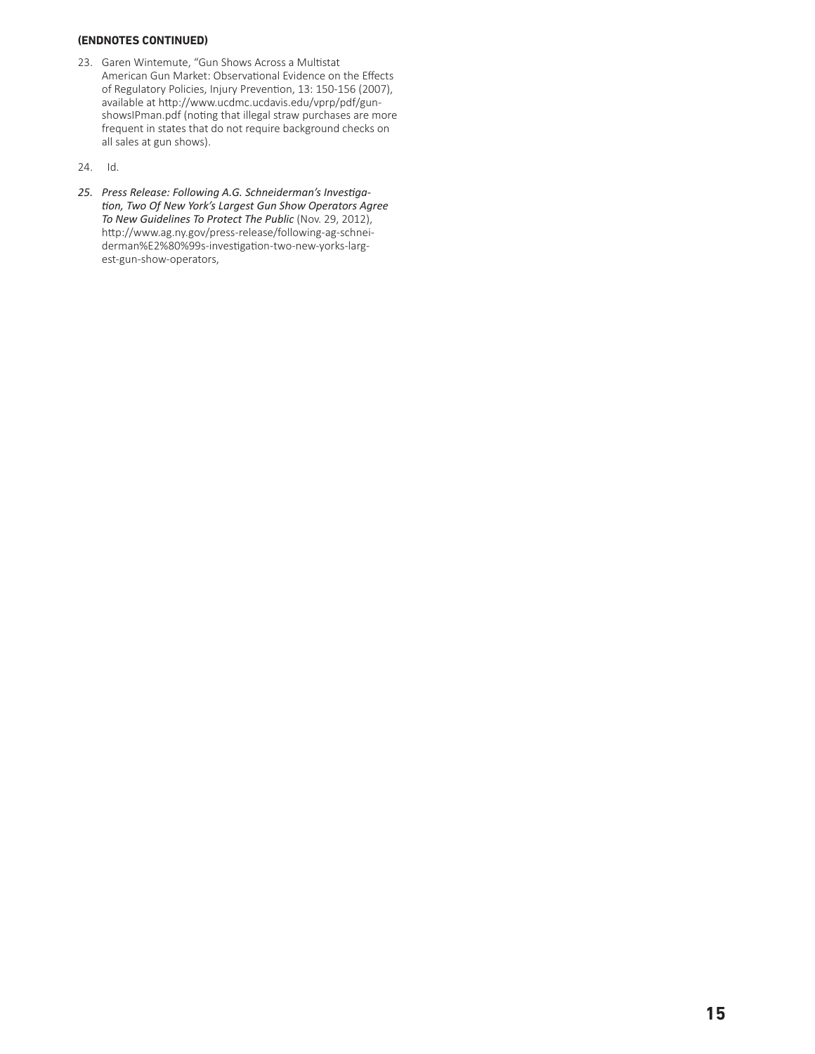**(ENDNOTES CONTINUED)**

23. Garen Wintemute, "Gun Shows Across a Multistat American Gun Market: Observational Evidence on the Effects of Regulatory Policies, Injury Prevention, 13: 150-156 (2007), available at http://www.ucdmc.ucdavis.edu/vprp/pdf/gunshowsIPman.pdf (noting that illegal straw purchases are more frequent in states that do not require background checks on all sales at gun shows).

24. Id.

25. *Press Release: Following A.G. Schneiderman's Investigation, Two Of New York's Largest Gun Show Operators Agree To New Guidelines To Protect The Public* (Nov. 29, 2012), http://www.ag.ny.gov/press-release/following-ag-schneiderman%E2%80%99s-investigation-two-new-yorks-largest-gun-show-operators,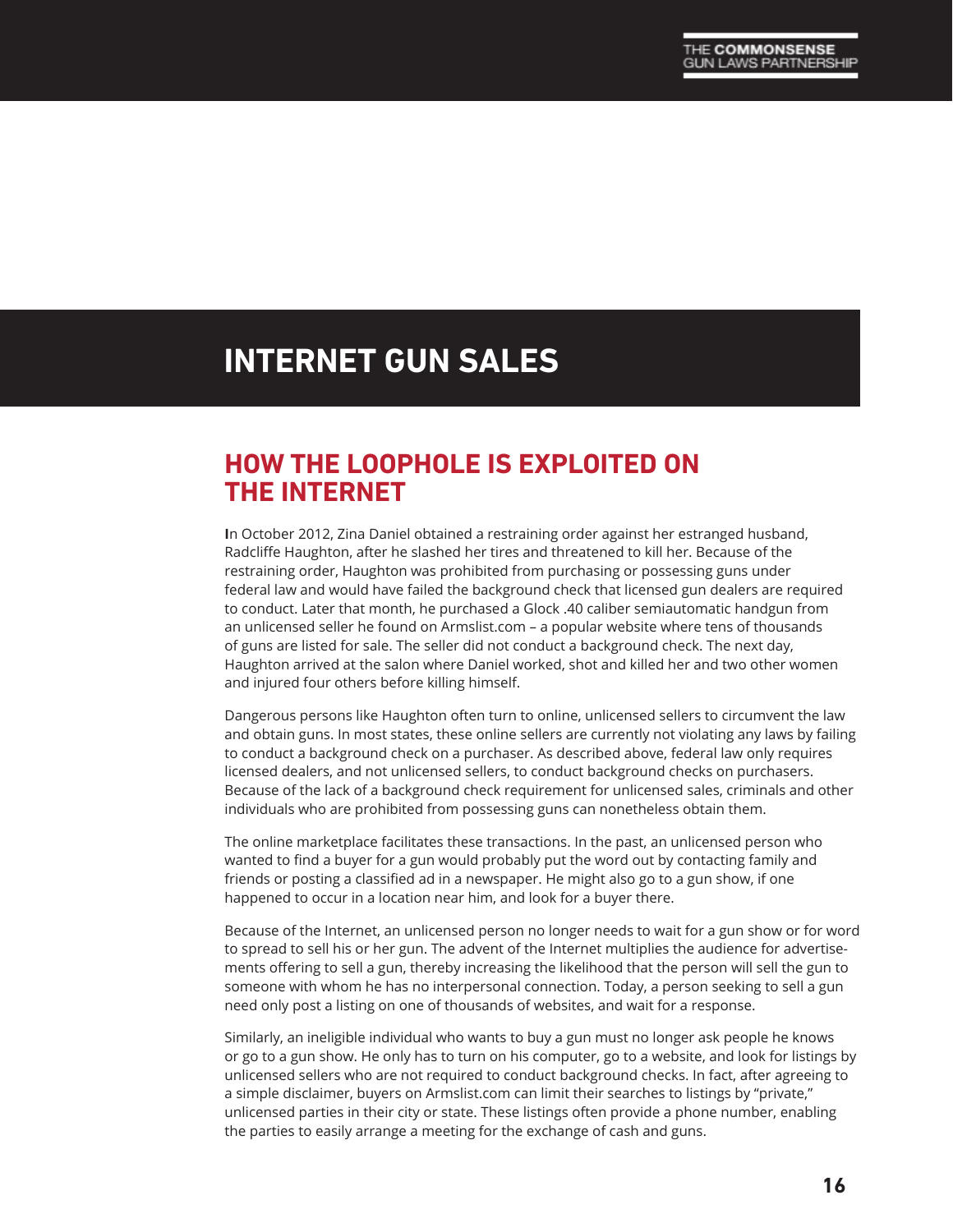# INTERNET GUN SALES

## HOW THE LOOPHOLE IS EXPLOITED ON THE INTERNET

In October 2012, Zina Daniel obtained a restraining order against her estranged husband, Radcliffe Haughton, after he slashed her tires and threatened to kill her. Because of the restraining order, Haughton was prohibited from purchasing or possessing guns under federal law and would have failed the background check that licensed gun dealers are required to conduct. Later that month, he purchased a Glock .40 caliber semiautomatic handgun from an unlicensed seller he found on Armslist.com – a popular website where tens of thousands of guns are listed for sale. The seller did not conduct a background check. The next day, Haughton arrived at the salon where Daniel worked, shot and killed her and two other women and injured four others before killing himself.

Dangerous persons like Haughton often turn to online, unlicensed sellers to circumvent the law and obtain guns. In most states, these online sellers are currently not violating any laws by failing to conduct a background check on a purchaser. As described above, federal law only requires licensed dealers, and not unlicensed sellers, to conduct background checks on purchasers. Because of the lack of a background check requirement for unlicensed sales, criminals and other individuals who are prohibited from possessing guns can nonetheless obtain them.

The online marketplace facilitates these transactions. In the past, an unlicensed person who wanted to find a buyer for a gun would probably put the word out by contacting family and friends or posting a classified ad in a newspaper. He might also go to a gun show, if one happened to occur in a location near him, and look for a buyer there.

Because of the Internet, an unlicensed person no longer needs to wait for a gun show or for word to spread to sell his or her gun. The advent of the Internet multiplies the audience for advertisements offering to sell a gun, thereby increasing the likelihood that the person will sell the gun to someone with whom he has no interpersonal connection. Today, a person seeking to sell a gun need only post a listing on one of thousands of websites, and wait for a response.

Similarly, an ineligible individual who wants to buy a gun must no longer ask people he knows or go to a gun show. He only has to turn on his computer, go to a website, and look for listings by unlicensed sellers who are not required to conduct background checks. In fact, after agreeing to a simple disclaimer, buyers on Armslist.com can limit their searches to listings by "private," unlicensed parties in their city or state. These listings often provide a phone number, enabling the parties to easily arrange a meeting for the exchange of cash and guns.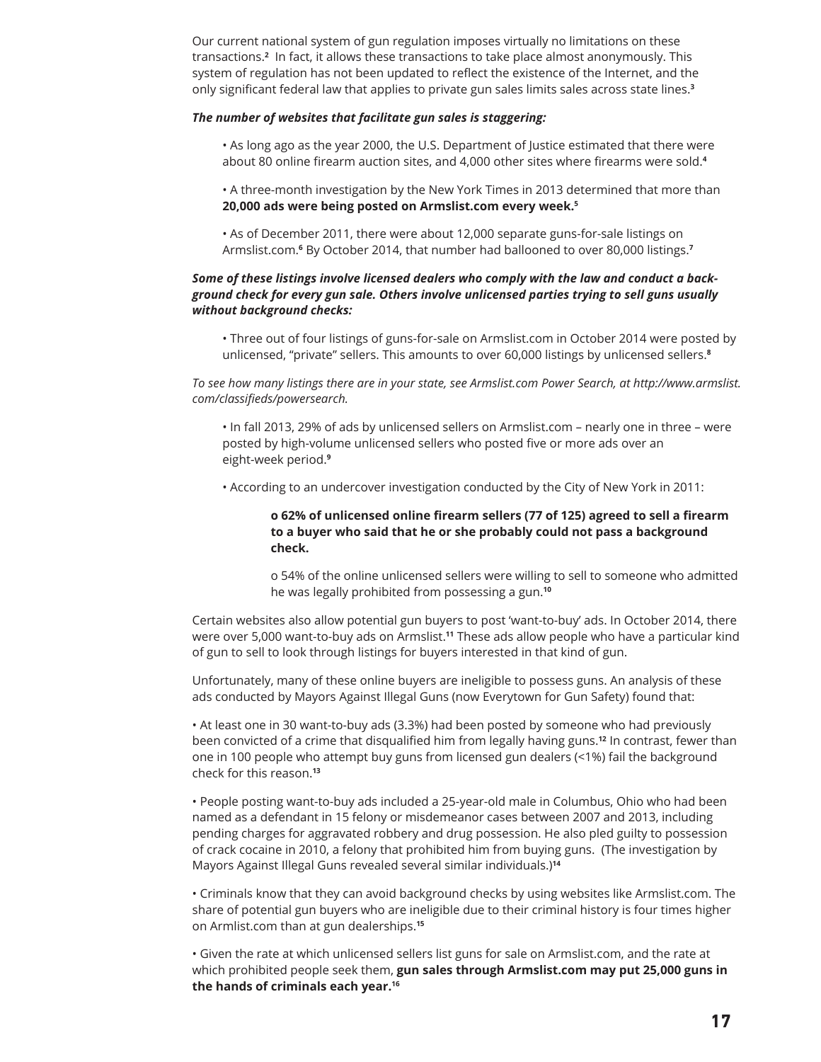Our current national system of gun regulation imposes virtually no limitations on these transactions.[2] In fact, it allows these transactions to take place almost anonymously. This system of regulation has not been updated to reflect the existence of the Internet, and the only significant federal law that applies to private gun sales limits sales across state lines.[3]

***The number of websites that facilitate gun sales is staggering:***

- As long ago as the year 2000, the U.S. Department of Justice estimated that there were about 80 online firearm auction sites, and 4,000 other sites where firearms were sold.[4]

- A three-month investigation by the New York Times in 2013 determined that more than **20,000 ads were being posted on Armslist.com every week.**[5]

- As of December 2011, there were about 12,000 separate guns-for-sale listings on Armslist.com.[6] By October 2014, that number had ballooned to over 80,000 listings.[7]

***Some of these listings involve licensed dealers who comply with the law and conduct a background check for every gun sale. Others involve unlicensed parties trying to sell guns usually without background checks:***

- Three out of four listings of guns-for-sale on Armslist.com in October 2014 were posted by unlicensed, "private" sellers. This amounts to over 60,000 listings by unlicensed sellers.[8]

*To see how many listings there are in your state, see Armslist.com Power Search, at http://www.armslist.com/classifieds/powersearch.*

- In fall 2013, 29% of ads by unlicensed sellers on Armslist.com – nearly one in three – were posted by high-volume unlicensed sellers who posted five or more ads over an eight-week period.[9]

- According to an undercover investigation conducted by the City of New York in 2011:

  - **62% of unlicensed online firearm sellers (77 of 125) agreed to sell a firearm to a buyer who said that he or she probably could not pass a background check.**

  - 54% of the online unlicensed sellers were willing to sell to someone who admitted he was legally prohibited from possessing a gun.[10]

Certain websites also allow potential gun buyers to post 'want-to-buy' ads. In October 2014, there were over 5,000 want-to-buy ads on Armslist.[11] These ads allow people who have a particular kind of gun to sell to look through listings for buyers interested in that kind of gun.

Unfortunately, many of these online buyers are ineligible to possess guns. An analysis of these ads conducted by Mayors Against Illegal Guns (now Everytown for Gun Safety) found that:

- At least one in 30 want-to-buy ads (3.3%) had been posted by someone who had previously been convicted of a crime that disqualified him from legally having guns.[12] In contrast, fewer than one in 100 people who attempt buy guns from licensed gun dealers (<1%) fail the background check for this reason.[13]

- People posting want-to-buy ads included a 25-year-old male in Columbus, Ohio who had been named as a defendant in 15 felony or misdemeanor cases between 2007 and 2013, including pending charges for aggravated robbery and drug possession. He also pled guilty to possession of crack cocaine in 2010, a felony that prohibited him from buying guns. (The investigation by Mayors Against Illegal Guns revealed several similar individuals.)[14]

- Criminals know that they can avoid background checks by using websites like Armslist.com. The share of potential gun buyers who are ineligible due to their criminal history is four times higher on Armlist.com than at gun dealerships.[15]

- Given the rate at which unlicensed sellers list guns for sale on Armslist.com, and the rate at which prohibited people seek them, **gun sales through Armslist.com may put 25,000 guns in the hands of criminals each year.**[16]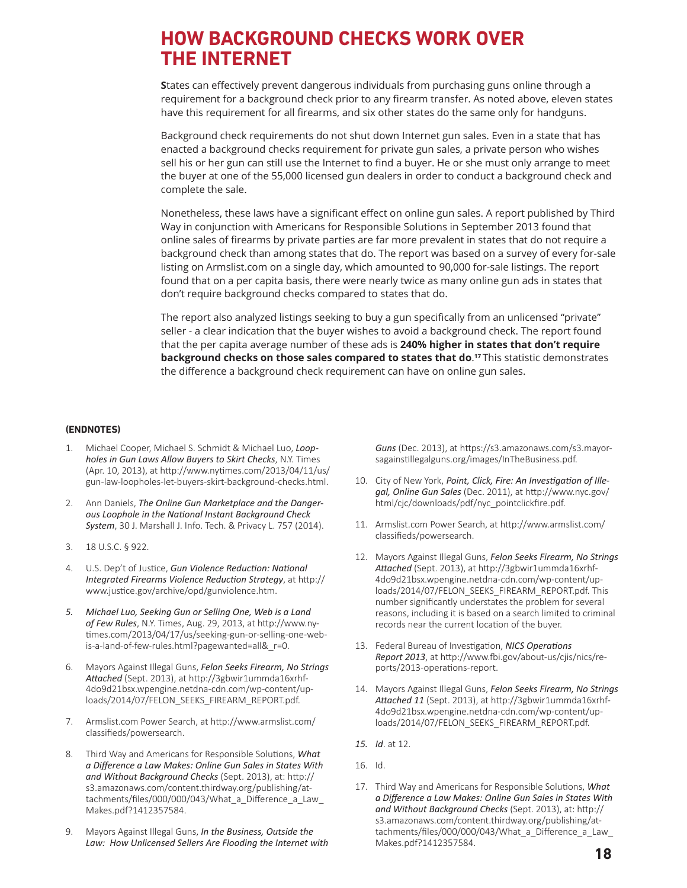# HOW BACKGROUND CHECKS WORK OVER THE INTERNET

**S**tates can effectively prevent dangerous individuals from purchasing guns online through a requirement for a background check prior to any firearm transfer. As noted above, eleven states have this requirement for all firearms, and six other states do the same only for handguns.

Background check requirements do not shut down Internet gun sales. Even in a state that has enacted a background checks requirement for private gun sales, a private person who wishes sell his or her gun can still use the Internet to find a buyer. He or she must only arrange to meet the buyer at one of the 55,000 licensed gun dealers in order to conduct a background check and complete the sale.

Nonetheless, these laws have a significant effect on online gun sales. A report published by Third Way in conjunction with Americans for Responsible Solutions in September 2013 found that online sales of firearms by private parties are far more prevalent in states that do not require a background check than among states that do. The report was based on a survey of every for-sale listing on Armslist.com on a single day, which amounted to 90,000 for-sale listings. The report found that on a per capita basis, there were nearly twice as many online gun ads in states that don't require background checks compared to states that do.

The report also analyzed listings seeking to buy a gun specifically from an unlicensed "private" seller - a clear indication that the buyer wishes to avoid a background check. The report found that the per capita average number of these ads is **240% higher in states that don't require background checks on those sales compared to states that do**.[17] This statistic demonstrates the difference a background check requirement can have on online gun sales.

#### (ENDNOTES)

1. Michael Cooper, Michael S. Schmidt & Michael Luo, ***Loopholes in Gun Laws Allow Buyers to Skirt Checks***, N.Y. Times (Apr. 10, 2013), at http://www.nytimes.com/2013/04/11/us/gun-law-loopholes-let-buyers-skirt-background-checks.html.
2. Ann Daniels, ***The Online Gun Marketplace and the Dangerous Loophole in the National Instant Background Check System***, 30 J. Marshall J. Info. Tech. & Privacy L. 757 (2014).
3. 18 U.S.C. § 922.
4. U.S. Dep't of Justice, ***Gun Violence Reduction: National Integrated Firearms Violence Reduction Strategy***, at http://www.justice.gov/archive/opd/gunviolence.htm.
5. *Michael Luo, Seeking Gun or Selling One, Web is a Land of Few Rules*, N.Y. Times, Aug. 29, 2013, at http://www.nytimes.com/2013/04/17/us/seeking-gun-or-selling-one-web-is-a-land-of-few-rules.html?pagewanted=all&_r=0.
6. Mayors Against Illegal Guns, ***Felon Seeks Firearm, No Strings Attached*** (Sept. 2013), at http://3gbwir1ummda16xrhf-4do9d21bsx.wpengine.netdna-cdn.com/wp-content/uploads/2014/07/FELON_SEEKS_FIREARM_REPORT.pdf.
7. Armslist.com Power Search, at http://www.armslist.com/classifieds/powersearch.
8. Third Way and Americans for Responsible Solutions, ***What a Difference a Law Makes: Online Gun Sales in States With and Without Background Checks*** (Sept. 2013), at: http://s3.amazonaws.com/content.thirdway.org/publishing/attachments/files/000/000/043/What_a_Difference_a_Law_Makes.pdf?1412357584.
9. Mayors Against Illegal Guns, ***In the Business, Outside the Law: How Unlicensed Sellers Are Flooding the Internet with Guns*** (Dec. 2013), at https://s3.amazonaws.com/s3.mayorsagainstillegalguns.org/images/InTheBusiness.pdf.
10. City of New York, ***Point, Click, Fire: An Investigation of Illegal, Online Gun Sales*** (Dec. 2011), at http://www.nyc.gov/html/cjc/downloads/pdf/nyc_pointclickfire.pdf.
11. Armslist.com Power Search, at http://www.armslist.com/classifieds/powersearch.
12. Mayors Against Illegal Guns, ***Felon Seeks Firearm, No Strings Attached*** (Sept. 2013), at http://3gbwir1ummda16xrhf-4do9d21bsx.wpengine.netdna-cdn.com/wp-content/uploads/2014/07/FELON_SEEKS_FIREARM_REPORT.pdf. This number significantly understates the problem for several reasons, including it is based on a search limited to criminal records near the current location of the buyer.
13. Federal Bureau of Investigation, ***NICS Operations Report 2013***, at http://www.fbi.gov/about-us/cjis/nics/reports/2013-operations-report.
14. Mayors Against Illegal Guns, ***Felon Seeks Firearm, No Strings Attached 11*** (Sept. 2013), at http://3gbwir1ummda16xrhf-4do9d21bsx.wpengine.netdna-cdn.com/wp-content/uploads/2014/07/FELON_SEEKS_FIREARM_REPORT.pdf.
15. ***Id***. at 12.
16. Id.
17. Third Way and Americans for Responsible Solutions, ***What a Difference a Law Makes: Online Gun Sales in States With and Without Background Checks*** (Sept. 2013), at: http://s3.amazonaws.com/content.thirdway.org/publishing/attachments/files/000/000/043/What_a_Difference_a_Law_Makes.pdf?1412357584.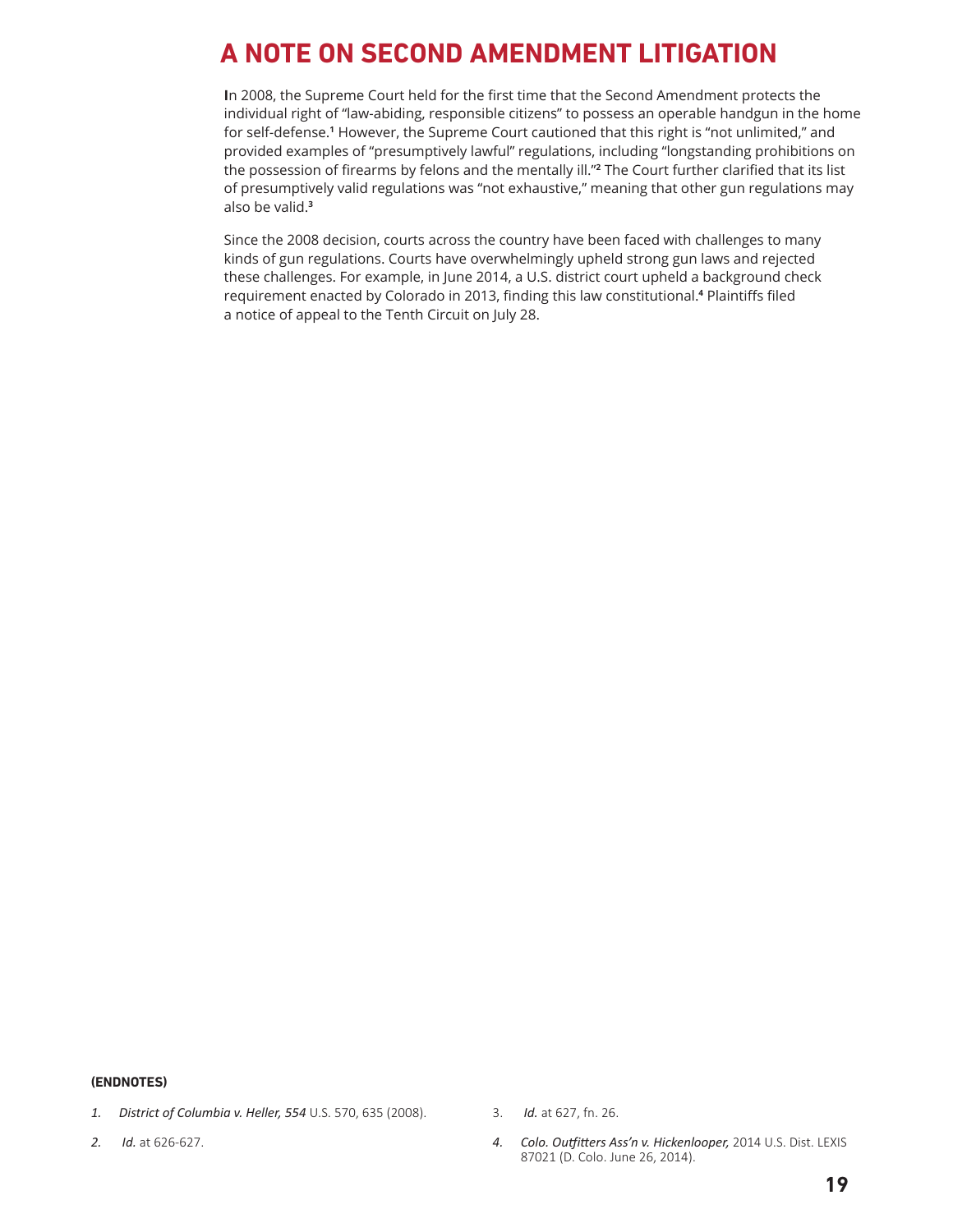# A NOTE ON SECOND AMENDMENT LITIGATION

In 2008, the Supreme Court held for the first time that the Second Amendment protects the individual right of "law-abiding, responsible citizens" to possess an operable handgun in the home for self-defense.[1] However, the Supreme Court cautioned that this right is "not unlimited," and provided examples of "presumptively lawful" regulations, including "longstanding prohibitions on the possession of firearms by felons and the mentally ill."[2] The Court further clarified that its list of presumptively valid regulations was "not exhaustive," meaning that other gun regulations may also be valid.[3]

Since the 2008 decision, courts across the country have been faced with challenges to many kinds of gun regulations. Courts have overwhelmingly upheld strong gun laws and rejected these challenges. For example, in June 2014, a U.S. district court upheld a background check requirement enacted by Colorado in 2013, finding this law constitutional.[4] Plaintiffs filed a notice of appeal to the Tenth Circuit on July 28.

**(ENDNOTES)**

1. *District of Columbia v. Heller, 554* U.S. 570, 635 (2008).
2. *Id.* at 626-627.
3. *Id.* at 627, fn. 26.
4. *Colo. Outfitters Ass'n v. Hickenlooper,* 2014 U.S. Dist. LEXIS 87021 (D. Colo. June 26, 2014).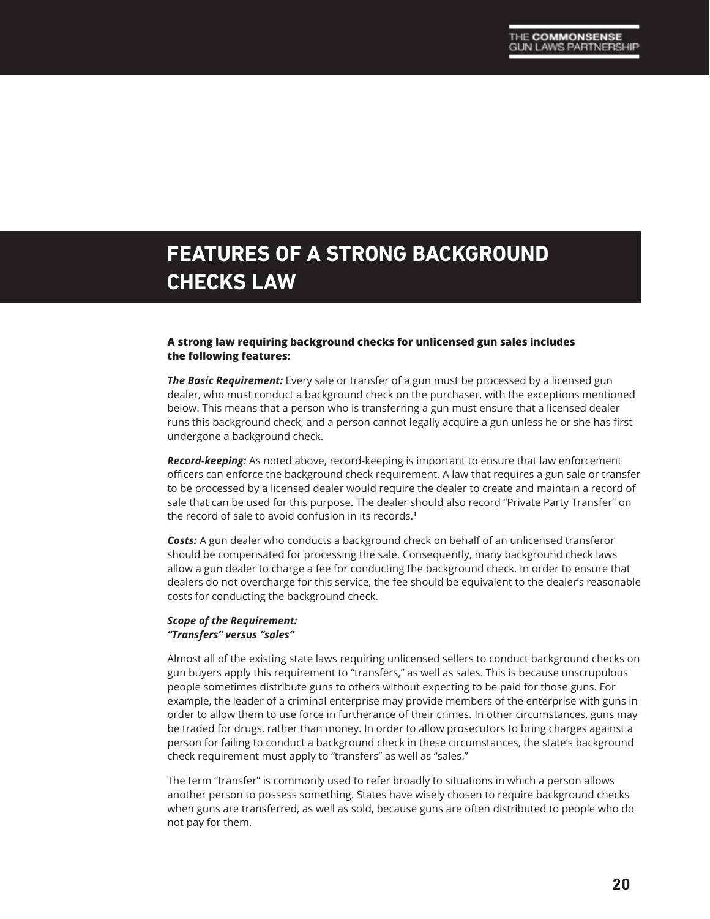# FEATURES OF A STRONG BACKGROUND CHECKS LAW

**A strong law requiring background checks for unlicensed gun sales includes the following features:**

***The Basic Requirement:*** Every sale or transfer of a gun must be processed by a licensed gun dealer, who must conduct a background check on the purchaser, with the exceptions mentioned below. This means that a person who is transferring a gun must ensure that a licensed dealer runs this background check, and a person cannot legally acquire a gun unless he or she has first undergone a background check.

***Record-keeping:*** As noted above, record-keeping is important to ensure that law enforcement officers can enforce the background check requirement. A law that requires a gun sale or transfer to be processed by a licensed dealer would require the dealer to create and maintain a record of sale that can be used for this purpose. The dealer should also record "Private Party Transfer" on the record of sale to avoid confusion in its records.[1]

***Costs:*** A gun dealer who conducts a background check on behalf of an unlicensed transferor should be compensated for processing the sale. Consequently, many background check laws allow a gun dealer to charge a fee for conducting the background check. In order to ensure that dealers do not overcharge for this service, the fee should be equivalent to the dealer's reasonable costs for conducting the background check.

***Scope of the Requirement:***
***"Transfers" versus "sales"***

Almost all of the existing state laws requiring unlicensed sellers to conduct background checks on gun buyers apply this requirement to "transfers," as well as sales. This is because unscrupulous people sometimes distribute guns to others without expecting to be paid for those guns. For example, the leader of a criminal enterprise may provide members of the enterprise with guns in order to allow them to use force in furtherance of their crimes. In other circumstances, guns may be traded for drugs, rather than money. In order to allow prosecutors to bring charges against a person for failing to conduct a background check in these circumstances, the state's background check requirement must apply to "transfers" as well as "sales."

The term "transfer" is commonly used to refer broadly to situations in which a person allows another person to possess something. States have wisely chosen to require background checks when guns are transferred, as well as sold, because guns are often distributed to people who do not pay for them.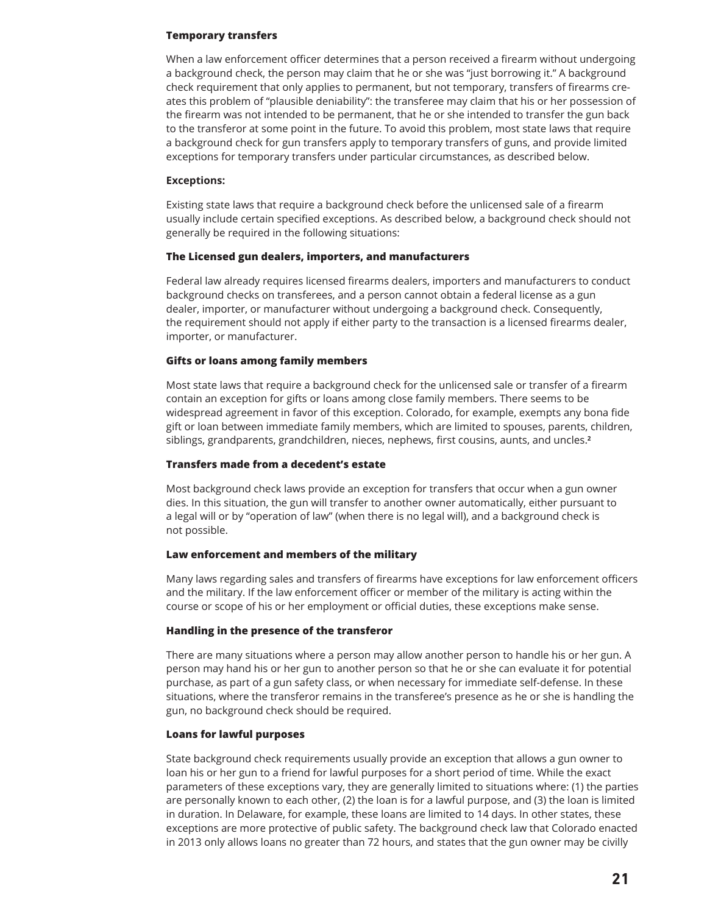**Temporary transfers**

When a law enforcement officer determines that a person received a firearm without undergoing a background check, the person may claim that he or she was "just borrowing it." A background check requirement that only applies to permanent, but not temporary, transfers of firearms creates this problem of "plausible deniability": the transferee may claim that his or her possession of the firearm was not intended to be permanent, that he or she intended to transfer the gun back to the transferor at some point in the future. To avoid this problem, most state laws that require a background check for gun transfers apply to temporary transfers of guns, and provide limited exceptions for temporary transfers under particular circumstances, as described below.

**Exceptions:**

Existing state laws that require a background check before the unlicensed sale of a firearm usually include certain specified exceptions. As described below, a background check should not generally be required in the following situations:

**The Licensed gun dealers, importers, and manufacturers**

Federal law already requires licensed firearms dealers, importers and manufacturers to conduct background checks on transferees, and a person cannot obtain a federal license as a gun dealer, importer, or manufacturer without undergoing a background check. Consequently, the requirement should not apply if either party to the transaction is a licensed firearms dealer, importer, or manufacturer.

**Gifts or loans among family members**

Most state laws that require a background check for the unlicensed sale or transfer of a firearm contain an exception for gifts or loans among close family members. There seems to be widespread agreement in favor of this exception. Colorado, for example, exempts any bona fide gift or loan between immediate family members, which are limited to spouses, parents, children, siblings, grandparents, grandchildren, nieces, nephews, first cousins, aunts, and uncles.[2]

**Transfers made from a decedent's estate**

Most background check laws provide an exception for transfers that occur when a gun owner dies. In this situation, the gun will transfer to another owner automatically, either pursuant to a legal will or by "operation of law" (when there is no legal will), and a background check is not possible.

**Law enforcement and members of the military**

Many laws regarding sales and transfers of firearms have exceptions for law enforcement officers and the military. If the law enforcement officer or member of the military is acting within the course or scope of his or her employment or official duties, these exceptions make sense.

**Handling in the presence of the transferor**

There are many situations where a person may allow another person to handle his or her gun. A person may hand his or her gun to another person so that he or she can evaluate it for potential purchase, as part of a gun safety class, or when necessary for immediate self-defense. In these situations, where the transferor remains in the transferee's presence as he or she is handling the gun, no background check should be required.

**Loans for lawful purposes**

State background check requirements usually provide an exception that allows a gun owner to loan his or her gun to a friend for lawful purposes for a short period of time. While the exact parameters of these exceptions vary, they are generally limited to situations where: (1) the parties are personally known to each other, (2) the loan is for a lawful purpose, and (3) the loan is limited in duration. In Delaware, for example, these loans are limited to 14 days. In other states, these exceptions are more protective of public safety. The background check law that Colorado enacted in 2013 only allows loans no greater than 72 hours, and states that the gun owner may be civilly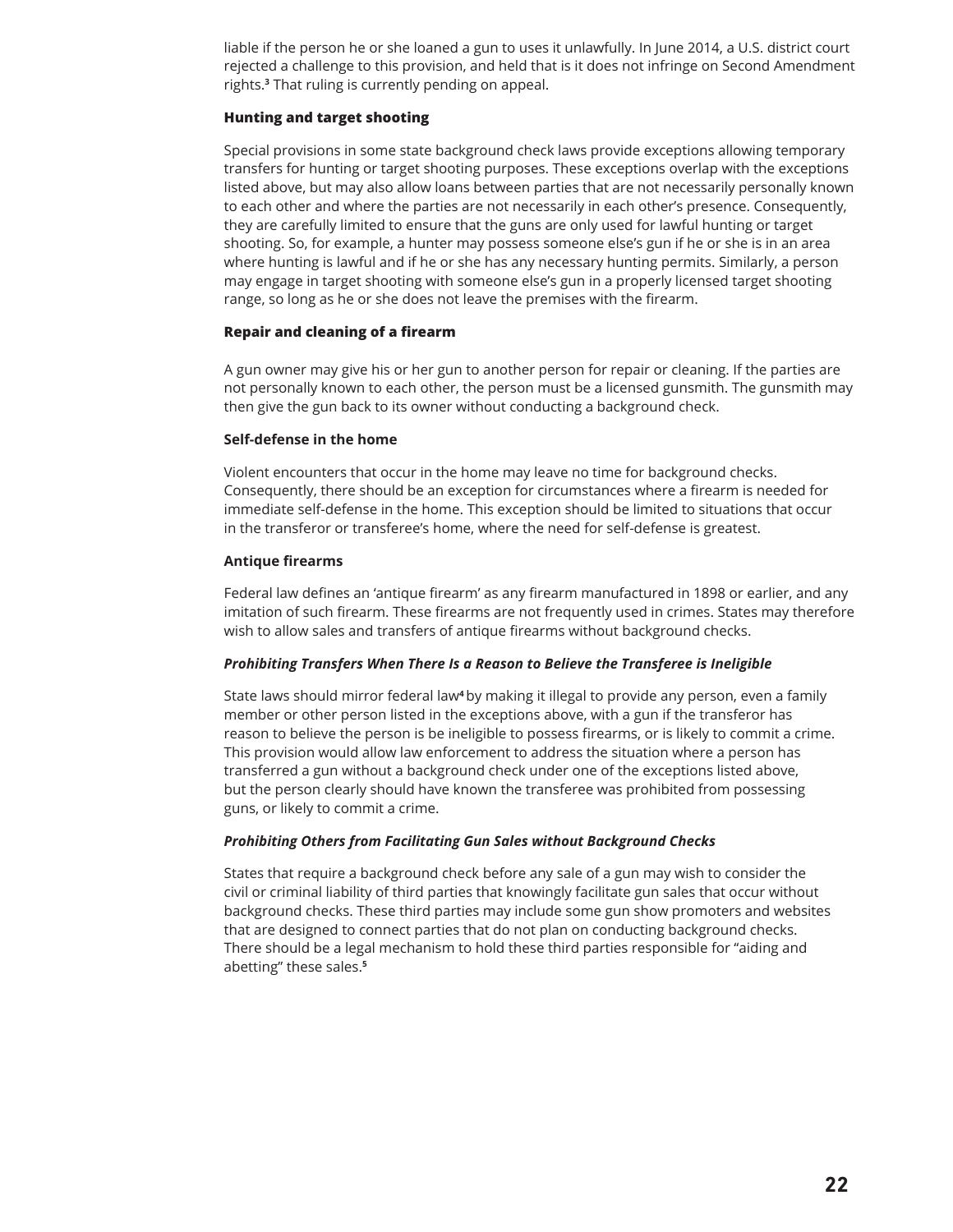liable if the person he or she loaned a gun to uses it unlawfully. In June 2014, a U.S. district court rejected a challenge to this provision, and held that is it does not infringe on Second Amendment rights.[3] That ruling is currently pending on appeal.

**Hunting and target shooting**

Special provisions in some state background check laws provide exceptions allowing temporary transfers for hunting or target shooting purposes. These exceptions overlap with the exceptions listed above, but may also allow loans between parties that are not necessarily personally known to each other and where the parties are not necessarily in each other's presence. Consequently, they are carefully limited to ensure that the guns are only used for lawful hunting or target shooting. So, for example, a hunter may possess someone else's gun if he or she is in an area where hunting is lawful and if he or she has any necessary hunting permits. Similarly, a person may engage in target shooting with someone else's gun in a properly licensed target shooting range, so long as he or she does not leave the premises with the firearm.

**Repair and cleaning of a firearm**

A gun owner may give his or her gun to another person for repair or cleaning. If the parties are not personally known to each other, the person must be a licensed gunsmith. The gunsmith may then give the gun back to its owner without conducting a background check.

**Self-defense in the home**

Violent encounters that occur in the home may leave no time for background checks. Consequently, there should be an exception for circumstances where a firearm is needed for immediate self-defense in the home. This exception should be limited to situations that occur in the transferor or transferee's home, where the need for self-defense is greatest.

**Antique firearms**

Federal law defines an 'antique firearm' as any firearm manufactured in 1898 or earlier, and any imitation of such firearm. These firearms are not frequently used in crimes. States may therefore wish to allow sales and transfers of antique firearms without background checks.

***Prohibiting Transfers When There Is a Reason to Believe the Transferee is Ineligible***

State laws should mirror federal law[4] by making it illegal to provide any person, even a family member or other person listed in the exceptions above, with a gun if the transferor has reason to believe the person is be ineligible to possess firearms, or is likely to commit a crime. This provision would allow law enforcement to address the situation where a person has transferred a gun without a background check under one of the exceptions listed above, but the person clearly should have known the transferee was prohibited from possessing guns, or likely to commit a crime.

***Prohibiting Others from Facilitating Gun Sales without Background Checks***

States that require a background check before any sale of a gun may wish to consider the civil or criminal liability of third parties that knowingly facilitate gun sales that occur without background checks. These third parties may include some gun show promoters and websites that are designed to connect parties that do not plan on conducting background checks. There should be a legal mechanism to hold these third parties responsible for "aiding and abetting" these sales.[5]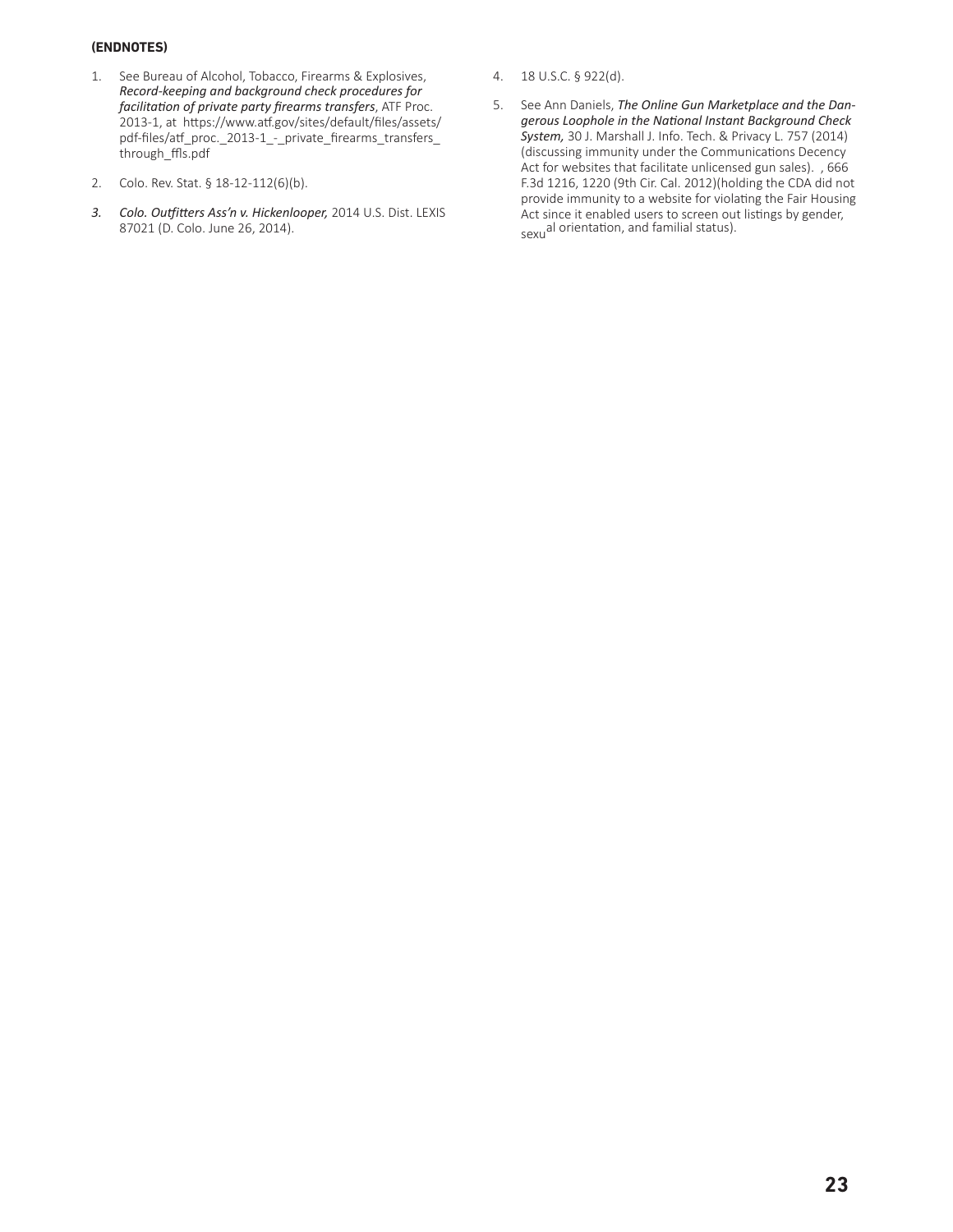**(ENDNOTES)**

1. See Bureau of Alcohol, Tobacco, Firearms & Explosives, ***Record-keeping and background check procedures for facilitation of private party firearms transfers***, ATF Proc. 2013-1, at https://www.atf.gov/sites/default/files/assets/pdf-files/atf_proc._2013-1_-_private_firearms_transfers_through_ffls.pdf

2. Colo. Rev. Stat. § 18-12-112(6)(b).

3. ***Colo. Outfitters Ass'n v. Hickenlooper,*** 2014 U.S. Dist. LEXIS 87021 (D. Colo. June 26, 2014).

4. 18 U.S.C. § 922(d).

5. See Ann Daniels, ***The Online Gun Marketplace and the Dangerous Loophole in the National Instant Background Check System,*** 30 J. Marshall J. Info. Tech. & Privacy L. 757 (2014) (discussing immunity under the Communications Decency Act for websites that facilitate unlicensed gun sales). , 666 F.3d 1216, 1220 (9th Cir. Cal. 2012)(holding the CDA did not provide immunity to a website for violating the Fair Housing Act since it enabled users to screen out listings by gender, sexual orientation, and familial status).